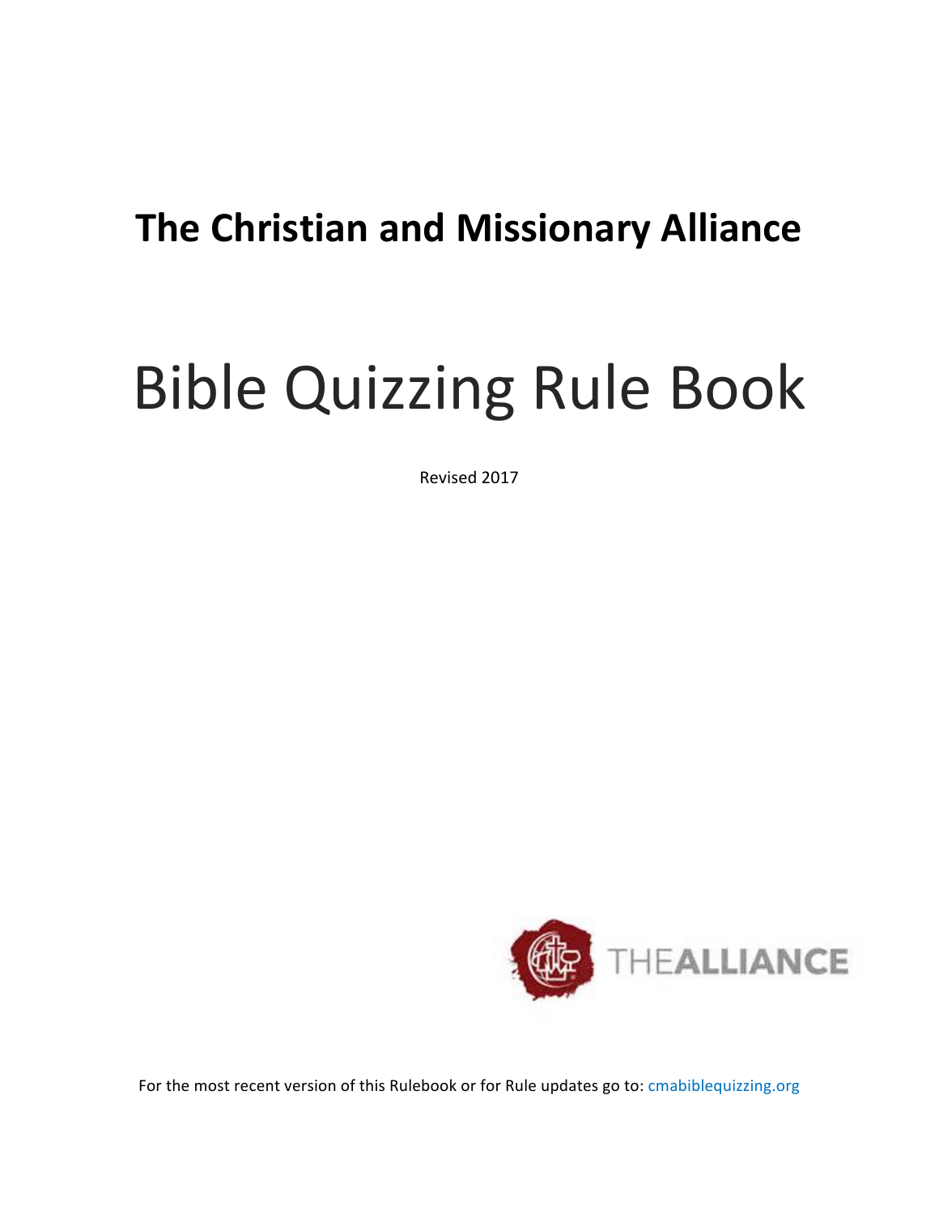**The Christian and Missionary Alliance**

# Bible Quizzing Rule Book

Revised 2017

THEALLIANCE

For the most recent version of this Rulebook or for Rule updates go to: cmabiblequizzing.org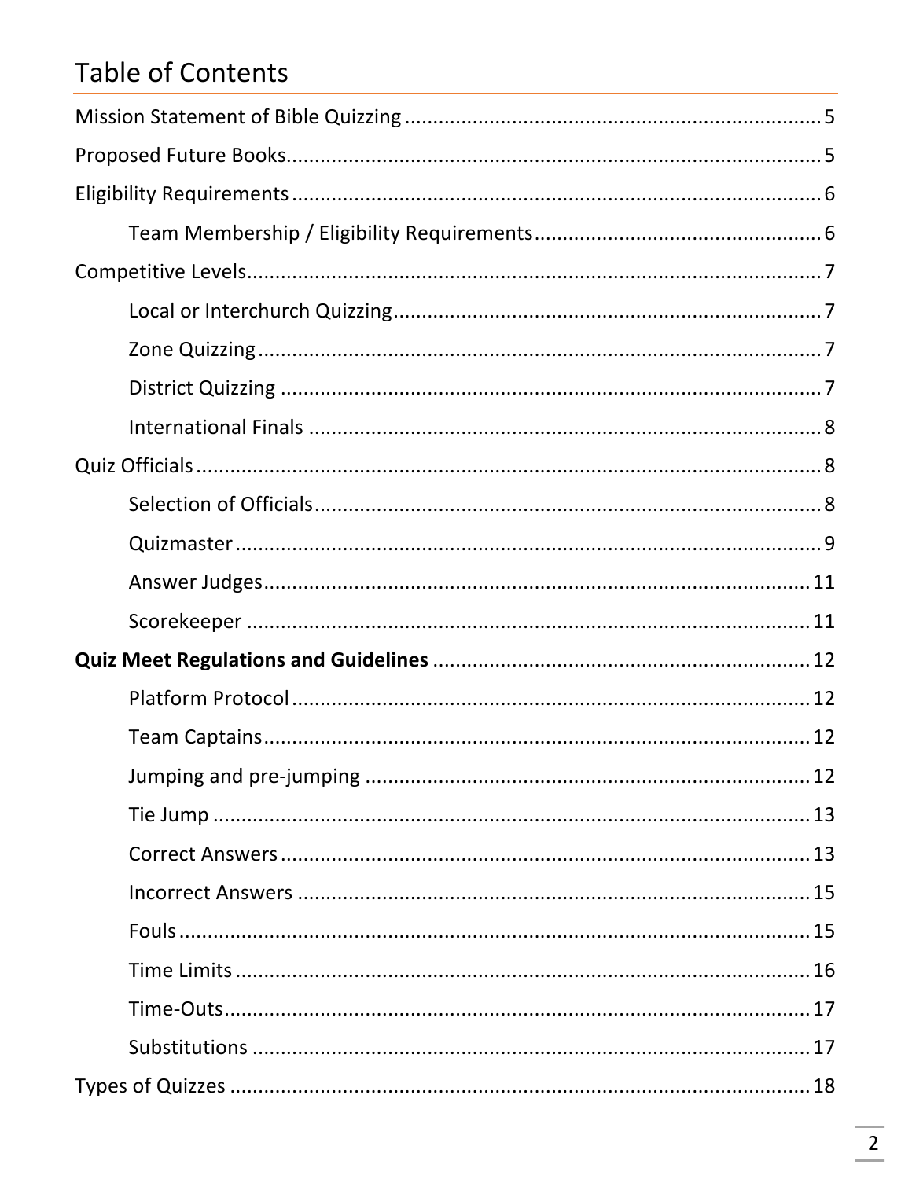# Table of Contents

Mission Statement of Bible Quizzing ........................................................................ 5

Proposed Future Books............................................................................................ 5

Eligibility Requirements ............................................................................................ 6

- Team Membership / Eligibility Requirements .................................................. 6

Competitive Levels.................................................................................................... 7

- Local or Interchurch Quizzing........................................................................... 7
- Zone Quizzing .................................................................................................. 7
- District Quizzing ............................................................................................... 7
- International Finals .......................................................................................... 8

Quiz Officials ............................................................................................................. 8

- Selection of Officials......................................................................................... 8
- Quizmaster ....................................................................................................... 9
- Answer Judges.................................................................................................. 11
- Scorekeeper ..................................................................................................... 11

**Quiz Meet Regulations and Guidelines** .................................................................. 12

- Platform Protocol ............................................................................................. 12
- Team Captains................................................................................................... 12
- Jumping and pre-jumping ................................................................................. 12
- Tie Jump ........................................................................................................... 13
- Correct Answers ................................................................................................ 13
- Incorrect Answers ............................................................................................. 15
- Fouls ................................................................................................................. 15
- Time Limits ....................................................................................................... 16
- Time-Outs.......................................................................................................... 17
- Substitutions ..................................................................................................... 17

Types of Quizzes ....................................................................................................... 18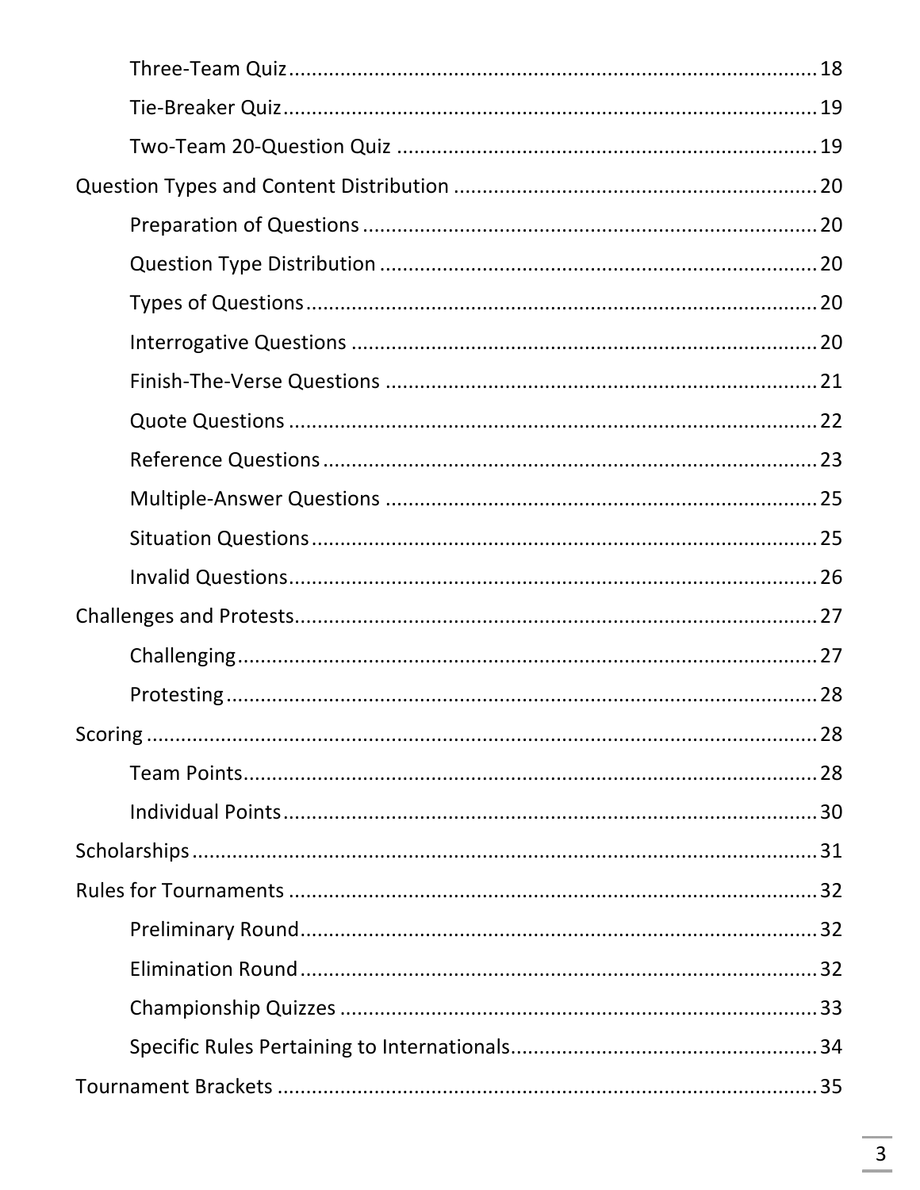- Three-Team Quiz ... 18
- Tie-Breaker Quiz ... 19
- Two-Team 20-Question Quiz ... 19

Question Types and Content Distribution ... 20

- Preparation of Questions ... 20
- Question Type Distribution ... 20
- Types of Questions ... 20
- Interrogative Questions ... 20
- Finish-The-Verse Questions ... 21
- Quote Questions ... 22
- Reference Questions ... 23
- Multiple-Answer Questions ... 25
- Situation Questions ... 25
- Invalid Questions ... 26

Challenges and Protests ... 27

- Challenging ... 27
- Protesting ... 28

Scoring ... 28

- Team Points ... 28
- Individual Points ... 30

Scholarships ... 31

Rules for Tournaments ... 32

- Preliminary Round ... 32
- Elimination Round ... 32
- Championship Quizzes ... 33
- Specific Rules Pertaining to Internationals ... 34

Tournament Brackets ... 35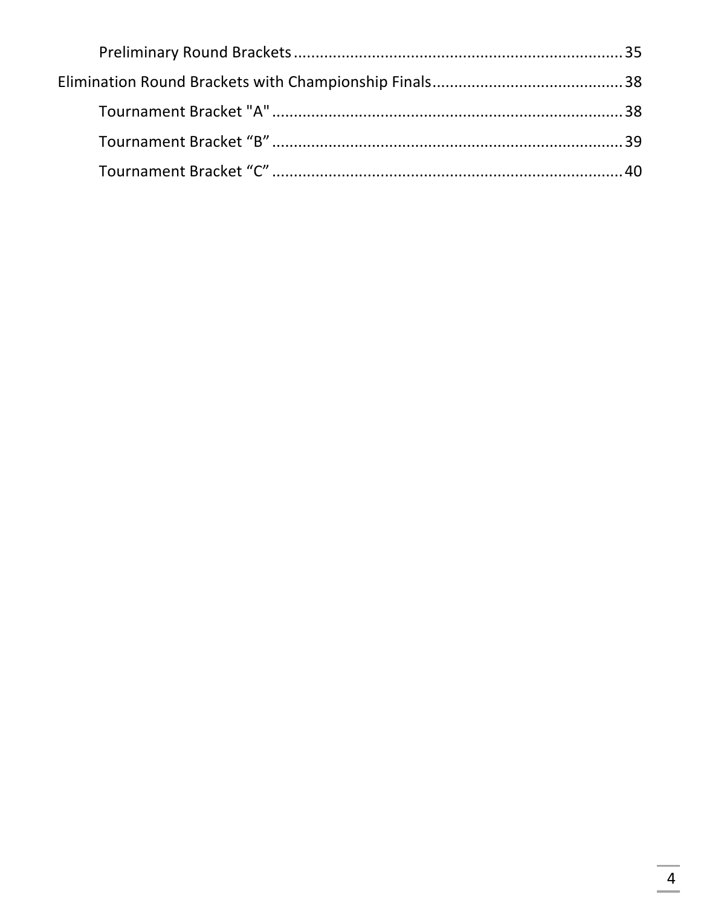Preliminary Round Brackets ........................................................................ 35

Elimination Round Brackets with Championship Finals ........................................ 38

Tournament Bracket "A" ............................................................................ 38

Tournament Bracket “B” ............................................................................ 39

Tournament Bracket “C” ............................................................................ 40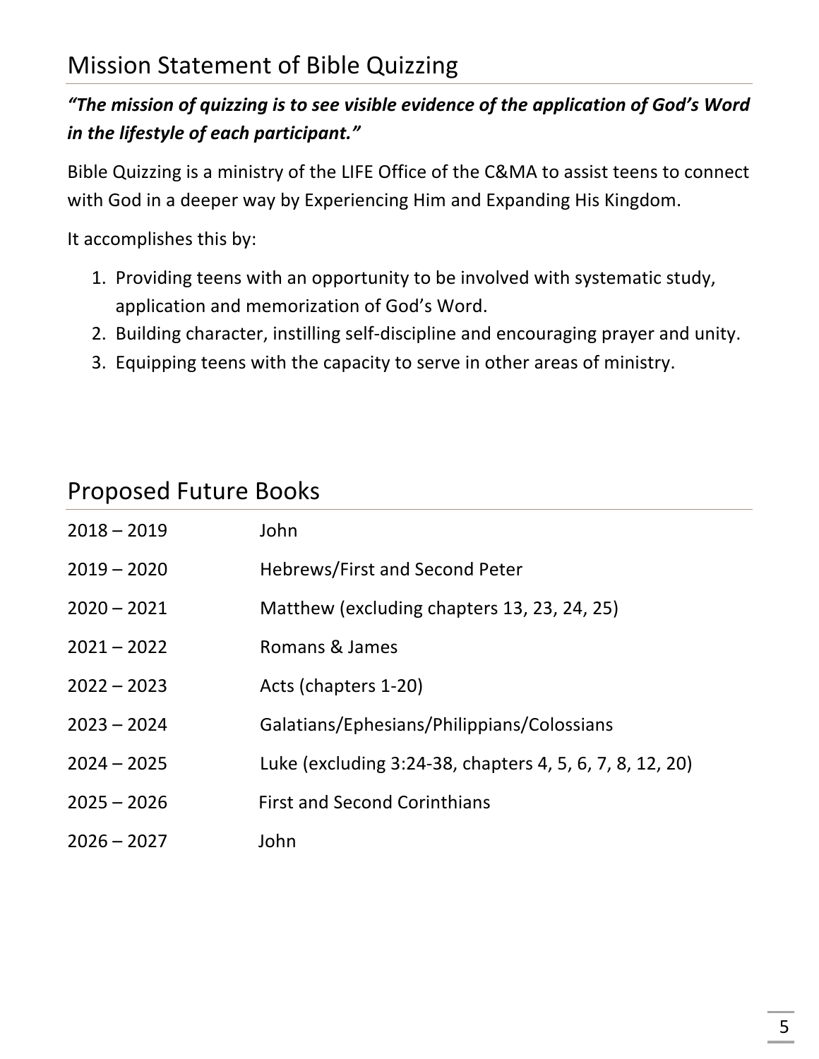## Mission Statement of Bible Quizzing

***"The mission of quizzing is to see visible evidence of the application of God's Word in the lifestyle of each participant."***

Bible Quizzing is a ministry of the LIFE Office of the C&MA to assist teens to connect with God in a deeper way by Experiencing Him and Expanding His Kingdom.

It accomplishes this by:

1. Providing teens with an opportunity to be involved with systematic study, application and memorization of God's Word.
2. Building character, instilling self-discipline and encouraging prayer and unity.
3. Equipping teens with the capacity to serve in other areas of ministry.

## Proposed Future Books

| | |
|---|---|
| 2018 – 2019 | John |
| 2019 – 2020 | Hebrews/First and Second Peter |
| 2020 – 2021 | Matthew (excluding chapters 13, 23, 24, 25) |
| 2021 – 2022 | Romans & James |
| 2022 – 2023 | Acts (chapters 1-20) |
| 2023 – 2024 | Galatians/Ephesians/Philippians/Colossians |
| 2024 – 2025 | Luke (excluding 3:24-38, chapters 4, 5, 6, 7, 8, 12, 20) |
| 2025 – 2026 | First and Second Corinthians |
| 2026 – 2027 | John |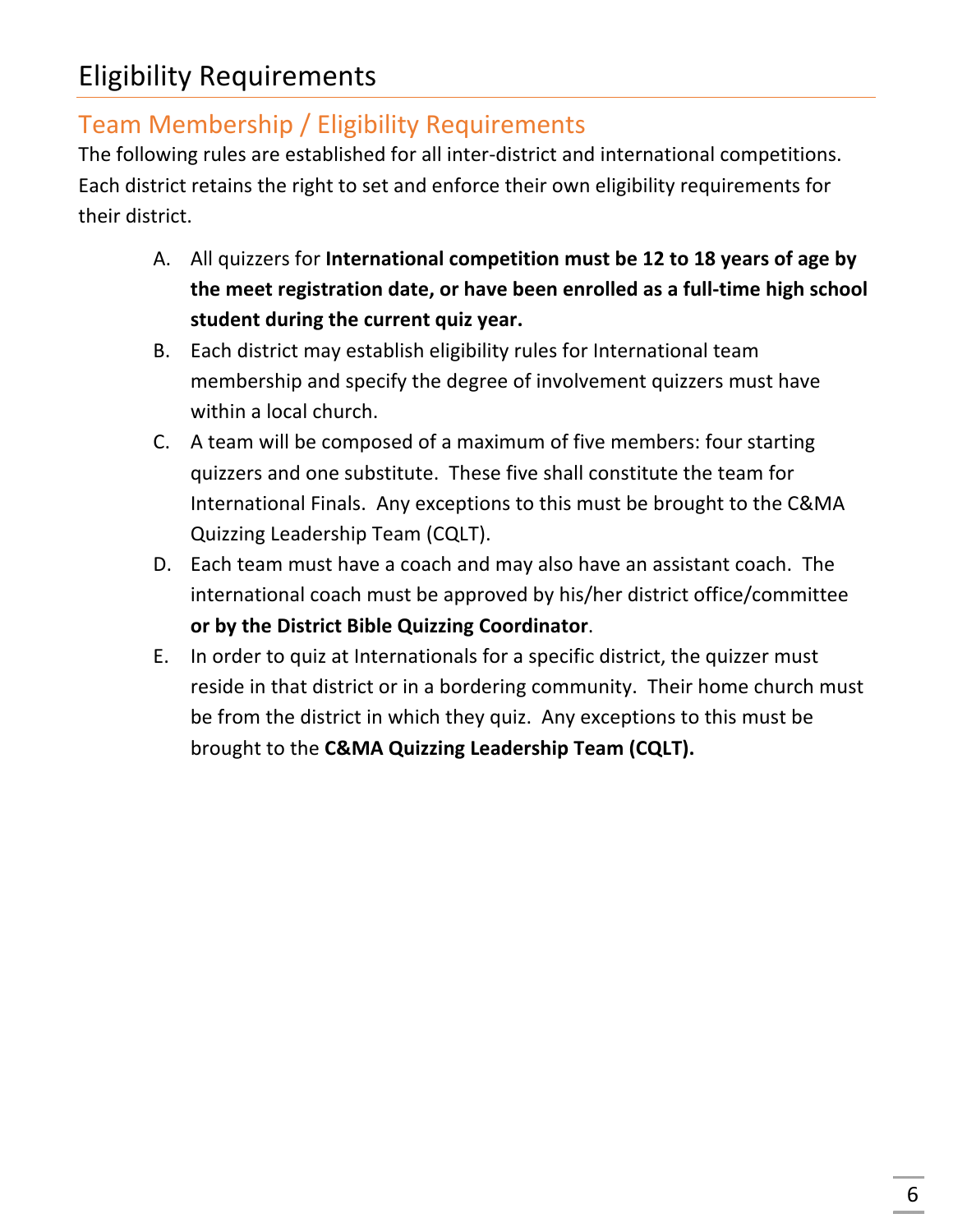# Eligibility Requirements

## Team Membership / Eligibility Requirements

The following rules are established for all inter-district and international competitions. Each district retains the right to set and enforce their own eligibility requirements for their district.

A. All quizzers for **International competition must be 12 to 18 years of age by the meet registration date, or have been enrolled as a full-time high school student during the current quiz year.**

B. Each district may establish eligibility rules for International team membership and specify the degree of involvement quizzers must have within a local church.

C. A team will be composed of a maximum of five members: four starting quizzers and one substitute. These five shall constitute the team for International Finals. Any exceptions to this must be brought to the C&MA Quizzing Leadership Team (CQLT).

D. Each team must have a coach and may also have an assistant coach. The international coach must be approved by his/her district office/committee **or by the District Bible Quizzing Coordinator**.

E. In order to quiz at Internationals for a specific district, the quizzer must reside in that district or in a bordering community. Their home church must be from the district in which they quiz. Any exceptions to this must be brought to the **C&MA Quizzing Leadership Team (CQLT).**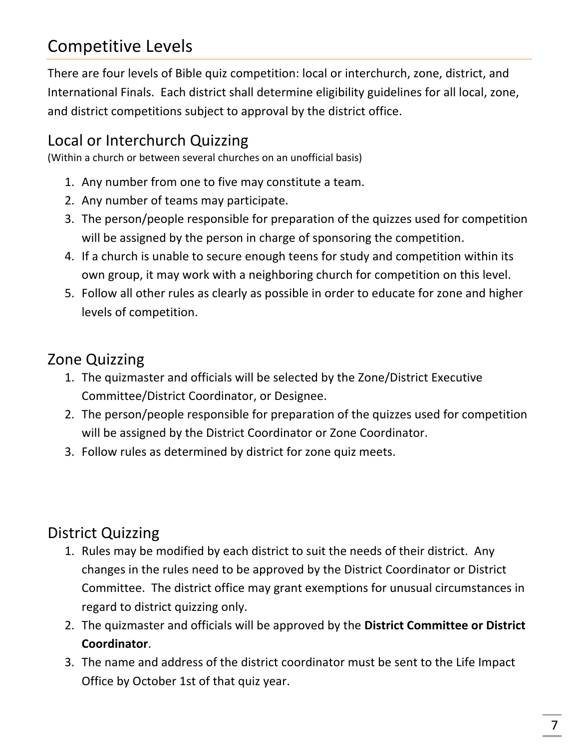# Competitive Levels

There are four levels of Bible quiz competition: local or interchurch, zone, district, and International Finals. Each district shall determine eligibility guidelines for all local, zone, and district competitions subject to approval by the district office.

## Local or Interchurch Quizzing

(Within a church or between several churches on an unofficial basis)

1. Any number from one to five may constitute a team.
2. Any number of teams may participate.
3. The person/people responsible for preparation of the quizzes used for competition will be assigned by the person in charge of sponsoring the competition.
4. If a church is unable to secure enough teens for study and competition within its own group, it may work with a neighboring church for competition on this level.
5. Follow all other rules as clearly as possible in order to educate for zone and higher levels of competition.

## Zone Quizzing

1. The quizmaster and officials will be selected by the Zone/District Executive Committee/District Coordinator, or Designee.
2. The person/people responsible for preparation of the quizzes used for competition will be assigned by the District Coordinator or Zone Coordinator.
3. Follow rules as determined by district for zone quiz meets.

## District Quizzing

1. Rules may be modified by each district to suit the needs of their district. Any changes in the rules need to be approved by the District Coordinator or District Committee. The district office may grant exemptions for unusual circumstances in regard to district quizzing only.
2. The quizmaster and officials will be approved by the **District Committee or District Coordinator**.
3. The name and address of the district coordinator must be sent to the Life Impact Office by October 1st of that quiz year.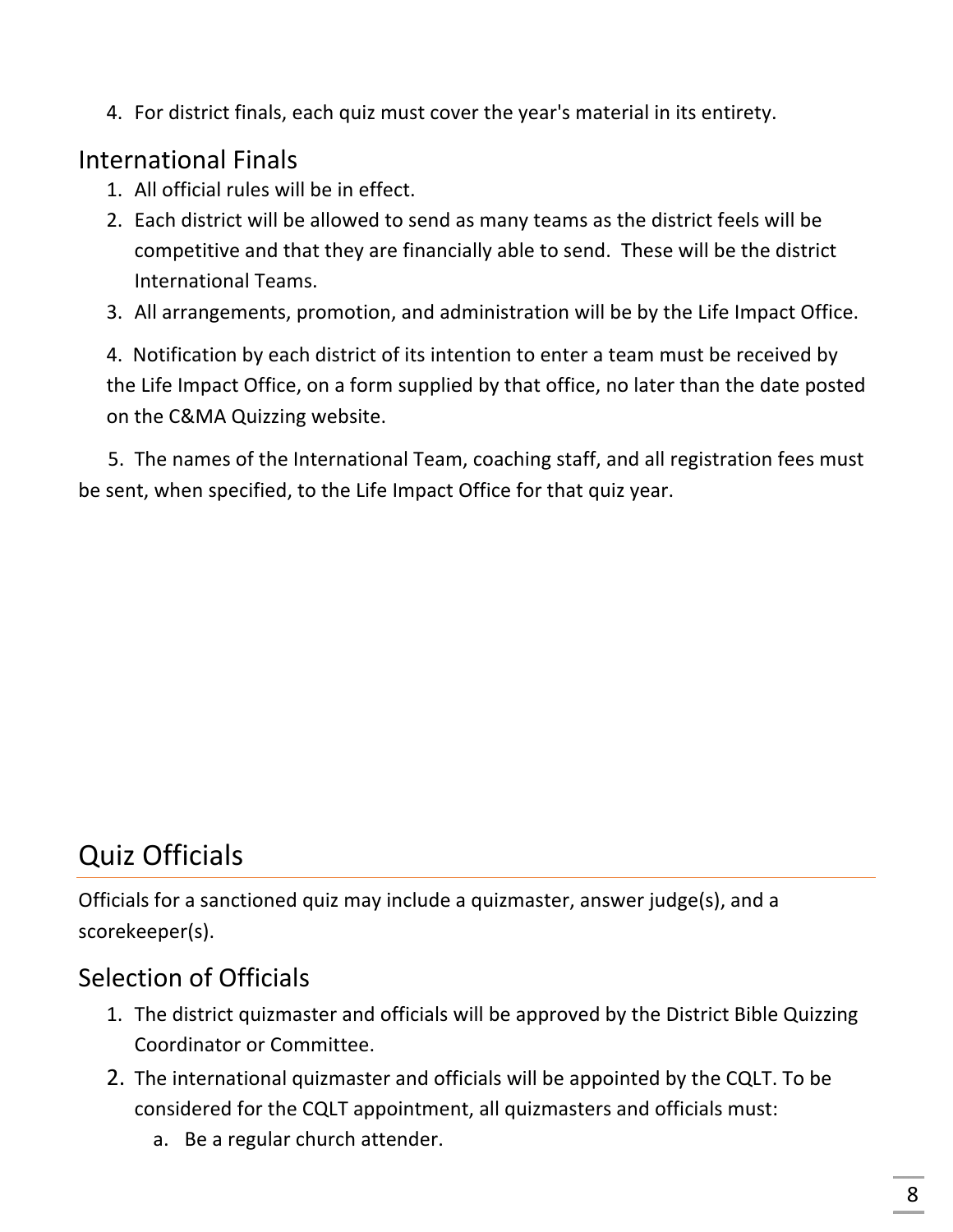4. For district finals, each quiz must cover the year's material in its entirety.

## International Finals

1. All official rules will be in effect.
2. Each district will be allowed to send as many teams as the district feels will be competitive and that they are financially able to send. These will be the district International Teams.
3. All arrangements, promotion, and administration will be by the Life Impact Office.
4. Notification by each district of its intention to enter a team must be received by the Life Impact Office, on a form supplied by that office, no later than the date posted on the C&MA Quizzing website.
5. The names of the International Team, coaching staff, and all registration fees must be sent, when specified, to the Life Impact Office for that quiz year.

# Quiz Officials

Officials for a sanctioned quiz may include a quizmaster, answer judge(s), and a scorekeeper(s).

## Selection of Officials

1. The district quizmaster and officials will be approved by the District Bible Quizzing Coordinator or Committee.
2. The international quizmaster and officials will be appointed by the CQLT. To be considered for the CQLT appointment, all quizmasters and officials must:
   a. Be a regular church attender.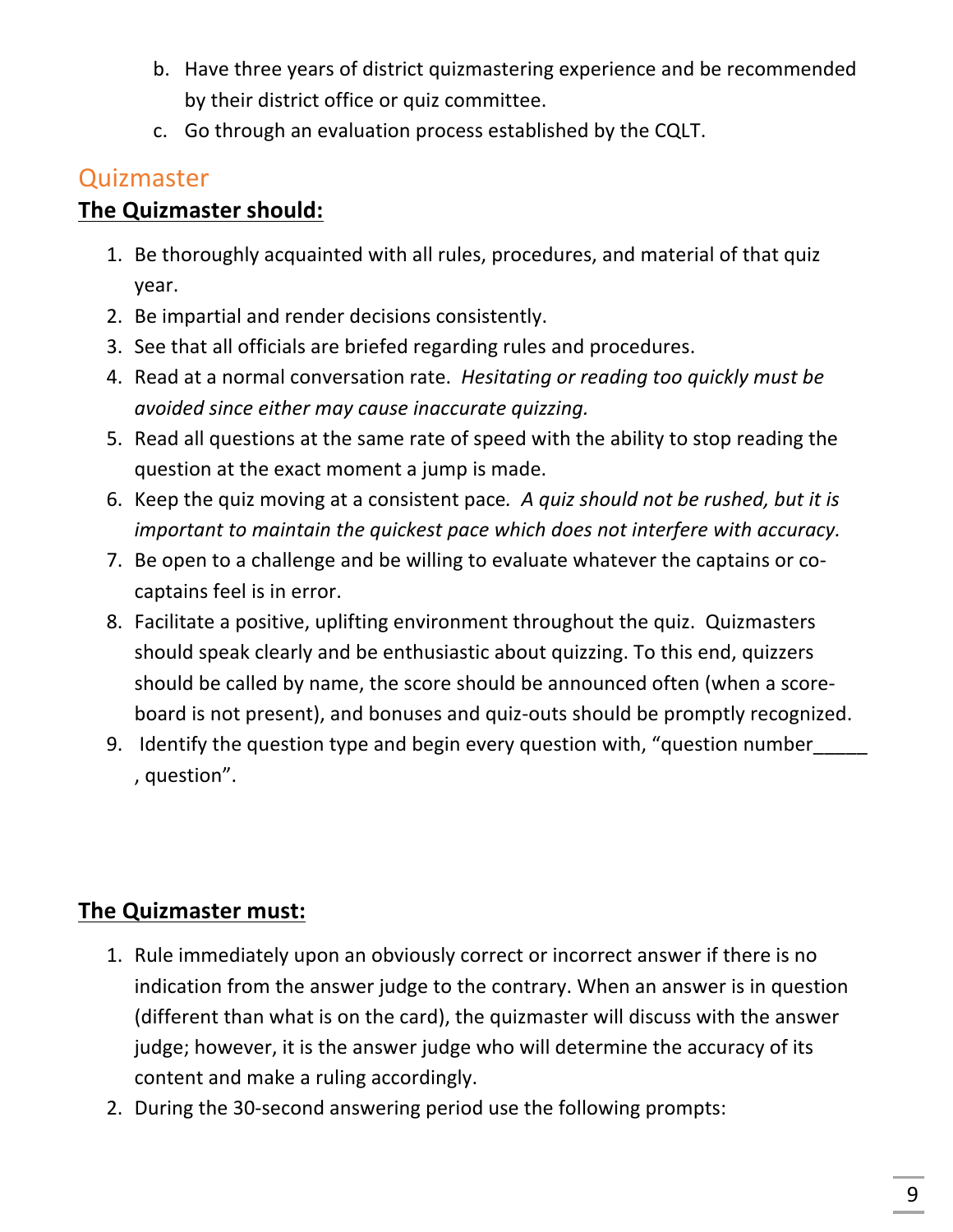b. Have three years of district quizmastering experience and be recommended by their district office or quiz committee.
c. Go through an evaluation process established by the CQLT.

## Quizmaster

**The Quizmaster should:**

1. Be thoroughly acquainted with all rules, procedures, and material of that quiz year.
2. Be impartial and render decisions consistently.
3. See that all officials are briefed regarding rules and procedures.
4. Read at a normal conversation rate. *Hesitating or reading too quickly must be avoided since either may cause inaccurate quizzing.*
5. Read all questions at the same rate of speed with the ability to stop reading the question at the exact moment a jump is made.
6. Keep the quiz moving at a consistent pace*. A quiz should not be rushed, but it is important to maintain the quickest pace which does not interfere with accuracy.*
7. Be open to a challenge and be willing to evaluate whatever the captains or co-captains feel is in error.
8. Facilitate a positive, uplifting environment throughout the quiz. Quizmasters should speak clearly and be enthusiastic about quizzing. To this end, quizzers should be called by name, the score should be announced often (when a score-board is not present), and bonuses and quiz-outs should be promptly recognized.
9. Identify the question type and begin every question with, "question number_____ , question".

**The Quizmaster must:**

1. Rule immediately upon an obviously correct or incorrect answer if there is no indication from the answer judge to the contrary. When an answer is in question (different than what is on the card), the quizmaster will discuss with the answer judge; however, it is the answer judge who will determine the accuracy of its content and make a ruling accordingly.
2. During the 30-second answering period use the following prompts: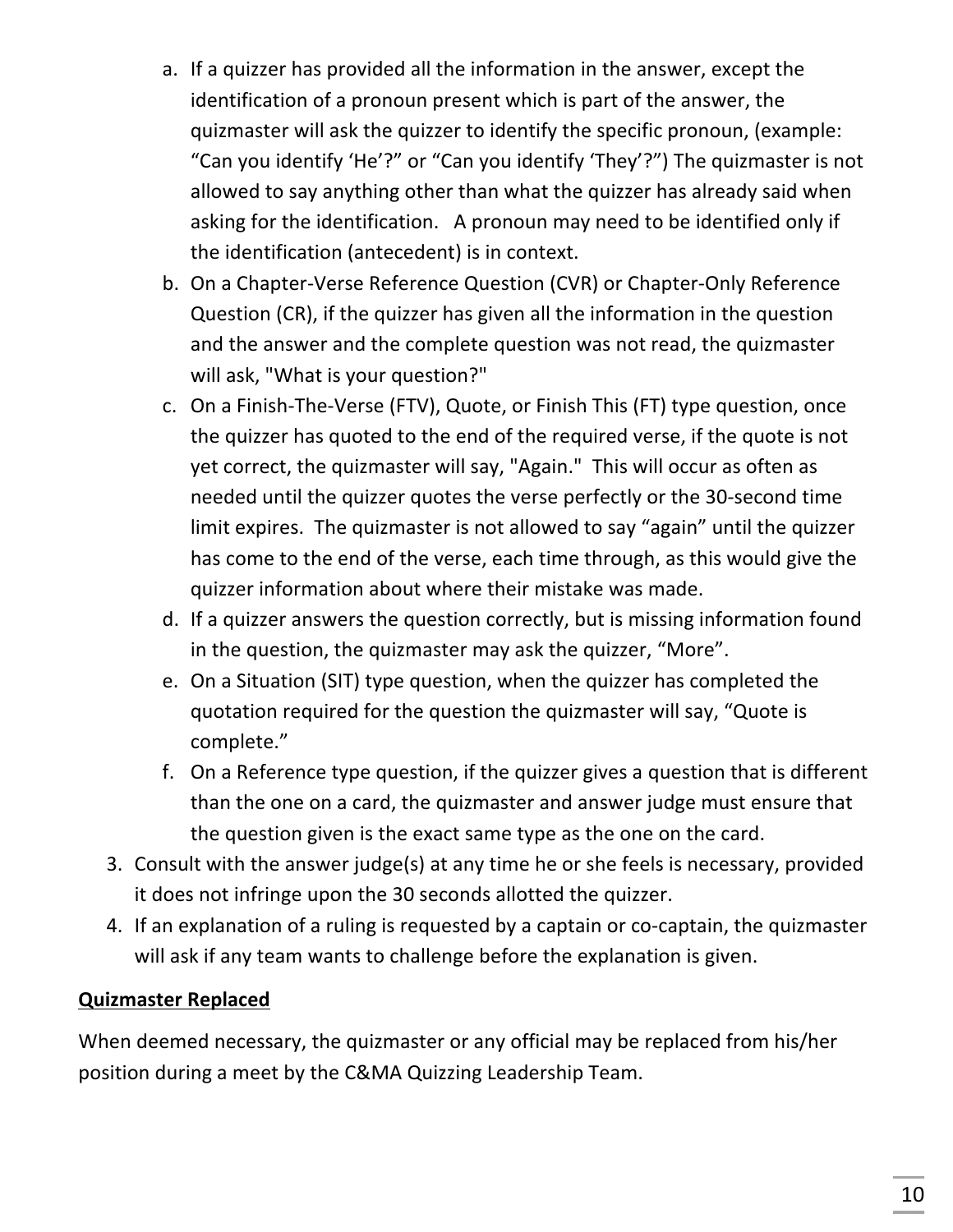a. If a quizzer has provided all the information in the answer, except the identification of a pronoun present which is part of the answer, the quizmaster will ask the quizzer to identify the specific pronoun, (example: "Can you identify 'He'?" or "Can you identify 'They'?") The quizmaster is not allowed to say anything other than what the quizzer has already said when asking for the identification. A pronoun may need to be identified only if the identification (antecedent) is in context.
   b. On a Chapter-Verse Reference Question (CVR) or Chapter-Only Reference Question (CR), if the quizzer has given all the information in the question and the answer and the complete question was not read, the quizmaster will ask, "What is your question?"
   c. On a Finish-The-Verse (FTV), Quote, or Finish This (FT) type question, once the quizzer has quoted to the end of the required verse, if the quote is not yet correct, the quizmaster will say, "Again." This will occur as often as needed until the quizzer quotes the verse perfectly or the 30-second time limit expires. The quizmaster is not allowed to say "again" until the quizzer has come to the end of the verse, each time through, as this would give the quizzer information about where their mistake was made.
   d. If a quizzer answers the question correctly, but is missing information found in the question, the quizmaster may ask the quizzer, "More".
   e. On a Situation (SIT) type question, when the quizzer has completed the quotation required for the question the quizmaster will say, "Quote is complete."
   f. On a Reference type question, if the quizzer gives a question that is different than the one on a card, the quizmaster and answer judge must ensure that the question given is the exact same type as the one on the card.
3. Consult with the answer judge(s) at any time he or she feels is necessary, provided it does not infringe upon the 30 seconds allotted the quizzer.
4. If an explanation of a ruling is requested by a captain or co-captain, the quizmaster will ask if any team wants to challenge before the explanation is given.

**Quizmaster Replaced**

When deemed necessary, the quizmaster or any official may be replaced from his/her position during a meet by the C&MA Quizzing Leadership Team.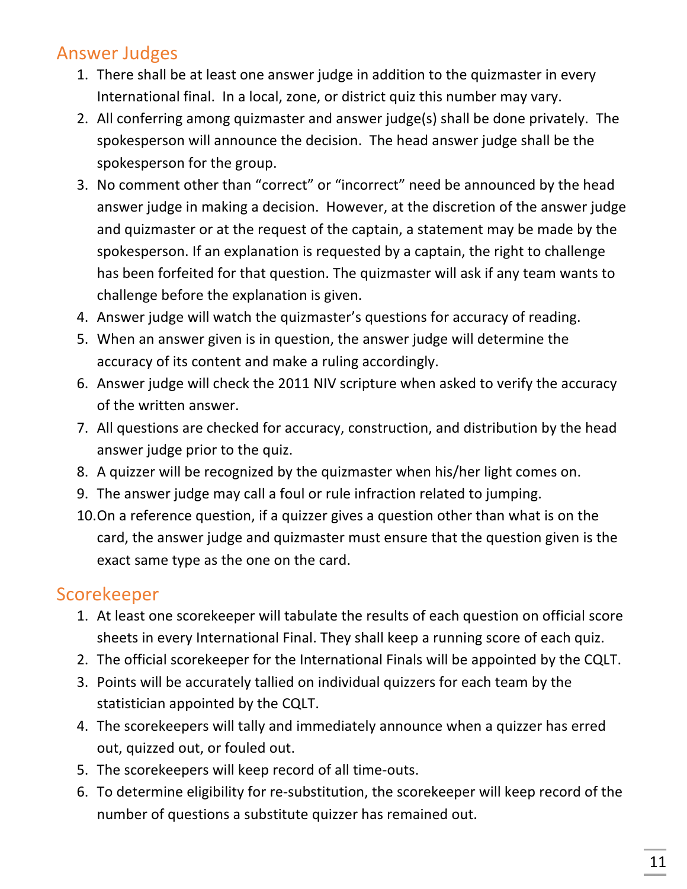## Answer Judges

1. There shall be at least one answer judge in addition to the quizmaster in every International final. In a local, zone, or district quiz this number may vary.
2. All conferring among quizmaster and answer judge(s) shall be done privately. The spokesperson will announce the decision. The head answer judge shall be the spokesperson for the group.
3. No comment other than "correct" or "incorrect" need be announced by the head answer judge in making a decision. However, at the discretion of the answer judge and quizmaster or at the request of the captain, a statement may be made by the spokesperson. If an explanation is requested by a captain, the right to challenge has been forfeited for that question. The quizmaster will ask if any team wants to challenge before the explanation is given.
4. Answer judge will watch the quizmaster's questions for accuracy of reading.
5. When an answer given is in question, the answer judge will determine the accuracy of its content and make a ruling accordingly.
6. Answer judge will check the 2011 NIV scripture when asked to verify the accuracy of the written answer.
7. All questions are checked for accuracy, construction, and distribution by the head answer judge prior to the quiz.
8. A quizzer will be recognized by the quizmaster when his/her light comes on.
9. The answer judge may call a foul or rule infraction related to jumping.
10. On a reference question, if a quizzer gives a question other than what is on the card, the answer judge and quizmaster must ensure that the question given is the exact same type as the one on the card.

## Scorekeeper

1. At least one scorekeeper will tabulate the results of each question on official score sheets in every International Final. They shall keep a running score of each quiz.
2. The official scorekeeper for the International Finals will be appointed by the CQLT.
3. Points will be accurately tallied on individual quizzers for each team by the statistician appointed by the CQLT.
4. The scorekeepers will tally and immediately announce when a quizzer has erred out, quizzed out, or fouled out.
5. The scorekeepers will keep record of all time-outs.
6. To determine eligibility for re-substitution, the scorekeeper will keep record of the number of questions a substitute quizzer has remained out.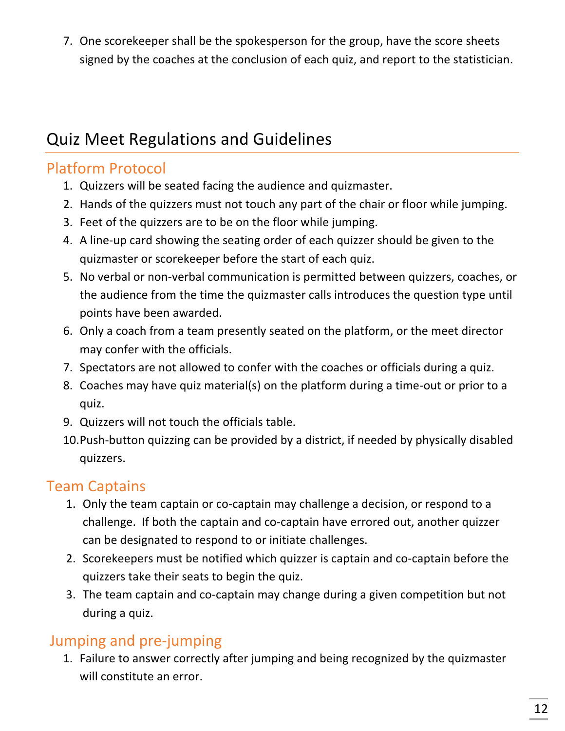7. One scorekeeper shall be the spokesperson for the group, have the score sheets signed by the coaches at the conclusion of each quiz, and report to the statistician.

# Quiz Meet Regulations and Guidelines

## Platform Protocol

1. Quizzers will be seated facing the audience and quizmaster.
2. Hands of the quizzers must not touch any part of the chair or floor while jumping.
3. Feet of the quizzers are to be on the floor while jumping.
4. A line-up card showing the seating order of each quizzer should be given to the quizmaster or scorekeeper before the start of each quiz.
5. No verbal or non-verbal communication is permitted between quizzers, coaches, or the audience from the time the quizmaster calls introduces the question type until points have been awarded.
6. Only a coach from a team presently seated on the platform, or the meet director may confer with the officials.
7. Spectators are not allowed to confer with the coaches or officials during a quiz.
8. Coaches may have quiz material(s) on the platform during a time-out or prior to a quiz.
9. Quizzers will not touch the officials table.
10. Push-button quizzing can be provided by a district, if needed by physically disabled quizzers.

## Team Captains

1. Only the team captain or co-captain may challenge a decision, or respond to a challenge. If both the captain and co-captain have errored out, another quizzer can be designated to respond to or initiate challenges.
2. Scorekeepers must be notified which quizzer is captain and co-captain before the quizzers take their seats to begin the quiz.
3. The team captain and co-captain may change during a given competition but not during a quiz.

## Jumping and pre-jumping

1. Failure to answer correctly after jumping and being recognized by the quizmaster will constitute an error.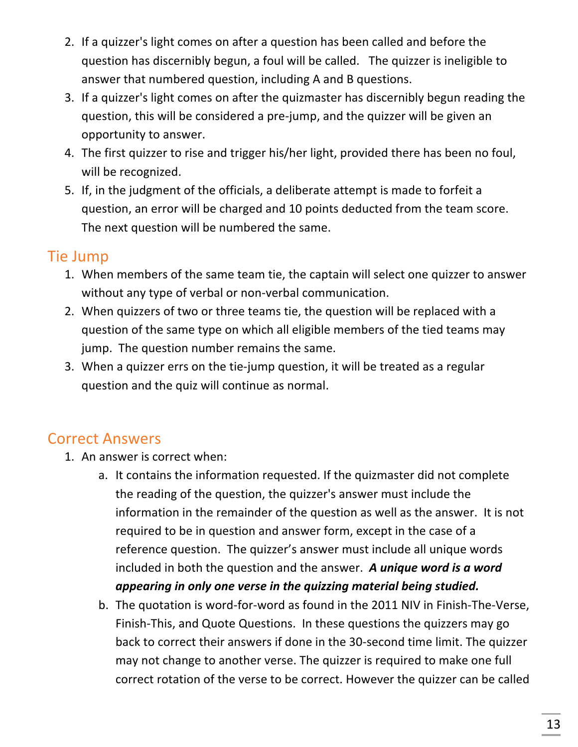2. If a quizzer's light comes on after a question has been called and before the question has discernibly begun, a foul will be called. The quizzer is ineligible to answer that numbered question, including A and B questions.
3. If a quizzer's light comes on after the quizmaster has discernibly begun reading the question, this will be considered a pre-jump, and the quizzer will be given an opportunity to answer.
4. The first quizzer to rise and trigger his/her light, provided there has been no foul, will be recognized.
5. If, in the judgment of the officials, a deliberate attempt is made to forfeit a question, an error will be charged and 10 points deducted from the team score. The next question will be numbered the same.

## Tie Jump

1. When members of the same team tie, the captain will select one quizzer to answer without any type of verbal or non-verbal communication.
2. When quizzers of two or three teams tie, the question will be replaced with a question of the same type on which all eligible members of the tied teams may jump. The question number remains the same.
3. When a quizzer errs on the tie-jump question, it will be treated as a regular question and the quiz will continue as normal.

## Correct Answers

1. An answer is correct when:
    a. It contains the information requested. If the quizmaster did not complete the reading of the question, the quizzer's answer must include the information in the remainder of the question as well as the answer. It is not required to be in question and answer form, except in the case of a reference question. The quizzer's answer must include all unique words included in both the question and the answer. ***A unique word is a word appearing in only one verse in the quizzing material being studied.***
    b. The quotation is word-for-word as found in the 2011 NIV in Finish-The-Verse, Finish-This, and Quote Questions. In these questions the quizzers may go back to correct their answers if done in the 30-second time limit. The quizzer may not change to another verse. The quizzer is required to make one full correct rotation of the verse to be correct. However the quizzer can be called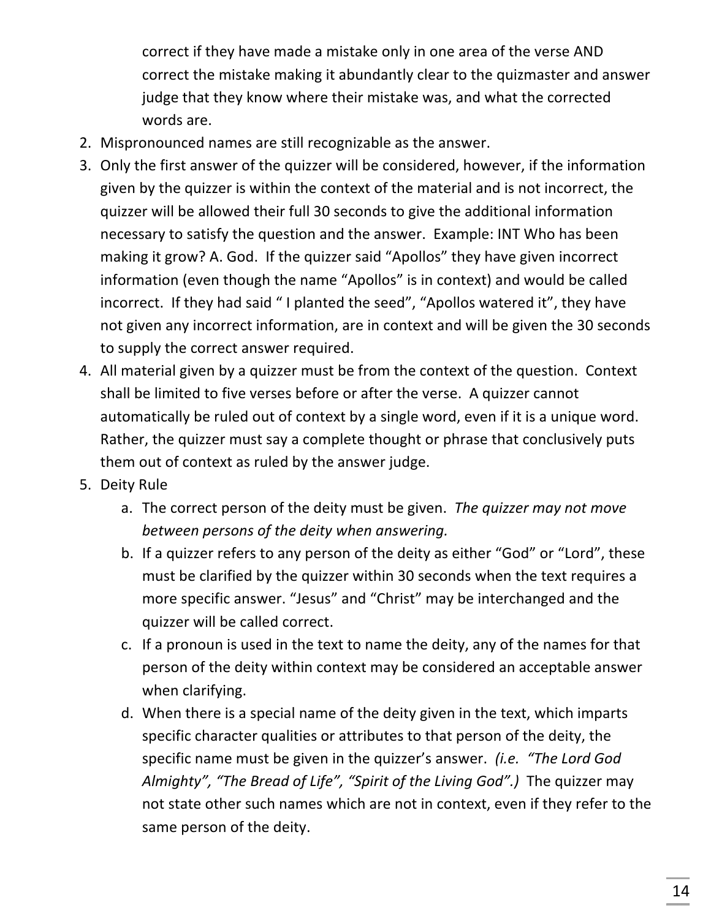correct if they have made a mistake only in one area of the verse AND correct the mistake making it abundantly clear to the quizmaster and answer judge that they know where their mistake was, and what the corrected words are.

2. Mispronounced names are still recognizable as the answer.
3. Only the first answer of the quizzer will be considered, however, if the information given by the quizzer is within the context of the material and is not incorrect, the quizzer will be allowed their full 30 seconds to give the additional information necessary to satisfy the question and the answer. Example: INT Who has been making it grow? A. God. If the quizzer said "Apollos" they have given incorrect information (even though the name "Apollos" is in context) and would be called incorrect. If they had said " I planted the seed", "Apollos watered it", they have not given any incorrect information, are in context and will be given the 30 seconds to supply the correct answer required.
4. All material given by a quizzer must be from the context of the question. Context shall be limited to five verses before or after the verse. A quizzer cannot automatically be ruled out of context by a single word, even if it is a unique word. Rather, the quizzer must say a complete thought or phrase that conclusively puts them out of context as ruled by the answer judge.
5. Deity Rule
   a. The correct person of the deity must be given. *The quizzer may not move between persons of the deity when answering.*
   b. If a quizzer refers to any person of the deity as either "God" or "Lord", these must be clarified by the quizzer within 30 seconds when the text requires a more specific answer. "Jesus" and "Christ" may be interchanged and the quizzer will be called correct.
   c. If a pronoun is used in the text to name the deity, any of the names for that person of the deity within context may be considered an acceptable answer when clarifying.
   d. When there is a special name of the deity given in the text, which imparts specific character qualities or attributes to that person of the deity, the specific name must be given in the quizzer's answer. *(i.e. "The Lord God Almighty", "The Bread of Life", "Spirit of the Living God".)* The quizzer may not state other such names which are not in context, even if they refer to the same person of the deity.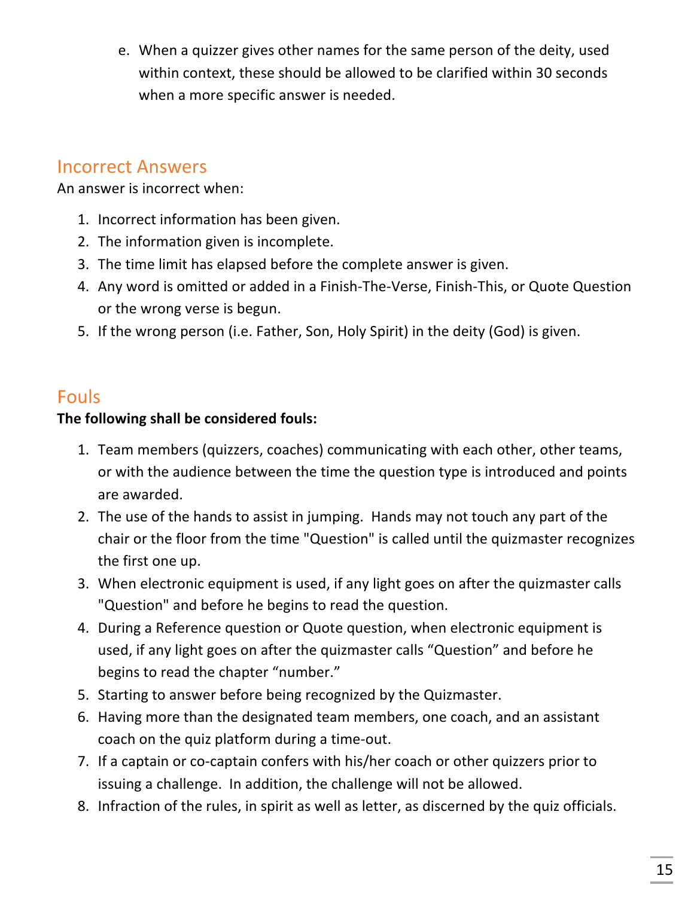e. When a quizzer gives other names for the same person of the deity, used within context, these should be allowed to be clarified within 30 seconds when a more specific answer is needed.

## Incorrect Answers

An answer is incorrect when:

1. Incorrect information has been given.
2. The information given is incomplete.
3. The time limit has elapsed before the complete answer is given.
4. Any word is omitted or added in a Finish-The-Verse, Finish-This, or Quote Question or the wrong verse is begun.
5. If the wrong person (i.e. Father, Son, Holy Spirit) in the deity (God) is given.

## Fouls

**The following shall be considered fouls:**

1. Team members (quizzers, coaches) communicating with each other, other teams, or with the audience between the time the question type is introduced and points are awarded.
2. The use of the hands to assist in jumping. Hands may not touch any part of the chair or the floor from the time "Question" is called until the quizmaster recognizes the first one up.
3. When electronic equipment is used, if any light goes on after the quizmaster calls "Question" and before he begins to read the question.
4. During a Reference question or Quote question, when electronic equipment is used, if any light goes on after the quizmaster calls "Question" and before he begins to read the chapter "number."
5. Starting to answer before being recognized by the Quizmaster.
6. Having more than the designated team members, one coach, and an assistant coach on the quiz platform during a time-out.
7. If a captain or co-captain confers with his/her coach or other quizzers prior to issuing a challenge. In addition, the challenge will not be allowed.
8. Infraction of the rules, in spirit as well as letter, as discerned by the quiz officials.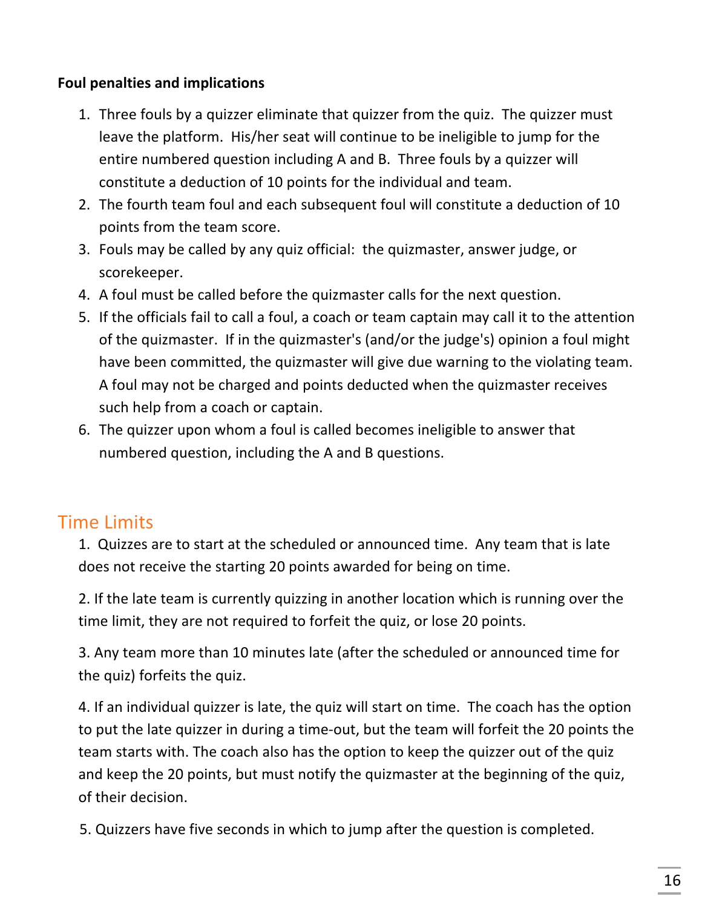**Foul penalties and implications**

1. Three fouls by a quizzer eliminate that quizzer from the quiz. The quizzer must leave the platform. His/her seat will continue to be ineligible to jump for the entire numbered question including A and B. Three fouls by a quizzer will constitute a deduction of 10 points for the individual and team.
2. The fourth team foul and each subsequent foul will constitute a deduction of 10 points from the team score.
3. Fouls may be called by any quiz official: the quizmaster, answer judge, or scorekeeper.
4. A foul must be called before the quizmaster calls for the next question.
5. If the officials fail to call a foul, a coach or team captain may call it to the attention of the quizmaster. If in the quizmaster's (and/or the judge's) opinion a foul might have been committed, the quizmaster will give due warning to the violating team. A foul may not be charged and points deducted when the quizmaster receives such help from a coach or captain.
6. The quizzer upon whom a foul is called becomes ineligible to answer that numbered question, including the A and B questions.

## Time Limits

1. Quizzes are to start at the scheduled or announced time. Any team that is late does not receive the starting 20 points awarded for being on time.

2. If the late team is currently quizzing in another location which is running over the time limit, they are not required to forfeit the quiz, or lose 20 points.

3. Any team more than 10 minutes late (after the scheduled or announced time for the quiz) forfeits the quiz.

4. If an individual quizzer is late, the quiz will start on time. The coach has the option to put the late quizzer in during a time-out, but the team will forfeit the 20 points the team starts with. The coach also has the option to keep the quizzer out of the quiz and keep the 20 points, but must notify the quizmaster at the beginning of the quiz, of their decision.

5. Quizzers have five seconds in which to jump after the question is completed.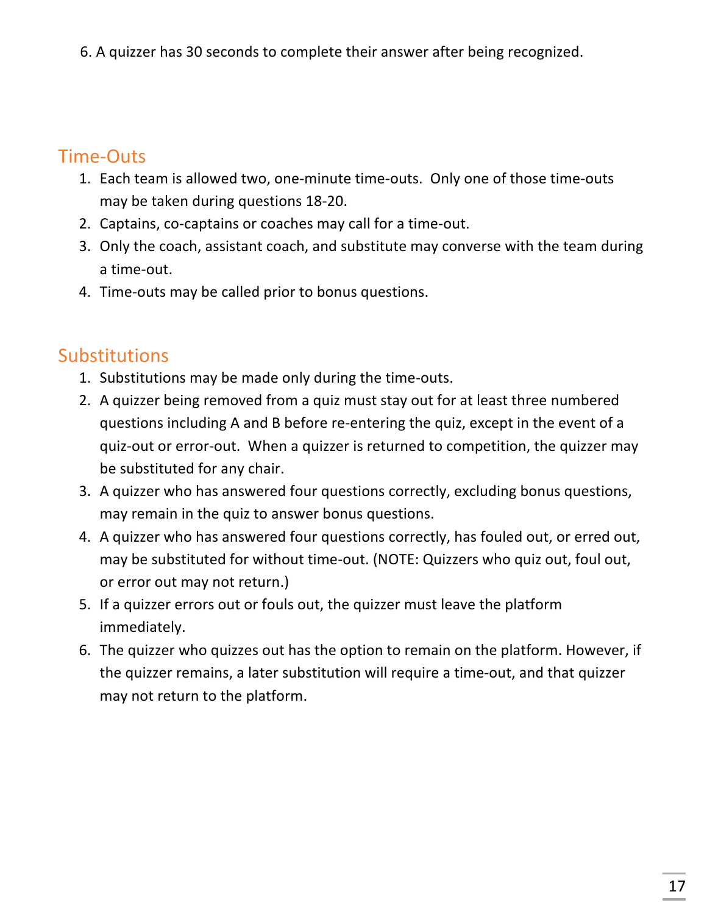6. A quizzer has 30 seconds to complete their answer after being recognized.

## Time-Outs

1. Each team is allowed two, one-minute time-outs. Only one of those time-outs may be taken during questions 18-20.
2. Captains, co-captains or coaches may call for a time-out.
3. Only the coach, assistant coach, and substitute may converse with the team during a time-out.
4. Time-outs may be called prior to bonus questions.

## Substitutions

1. Substitutions may be made only during the time-outs.
2. A quizzer being removed from a quiz must stay out for at least three numbered questions including A and B before re-entering the quiz, except in the event of a quiz-out or error-out. When a quizzer is returned to competition, the quizzer may be substituted for any chair.
3. A quizzer who has answered four questions correctly, excluding bonus questions, may remain in the quiz to answer bonus questions.
4. A quizzer who has answered four questions correctly, has fouled out, or erred out, may be substituted for without time-out. (NOTE: Quizzers who quiz out, foul out, or error out may not return.)
5. If a quizzer errors out or fouls out, the quizzer must leave the platform immediately.
6. The quizzer who quizzes out has the option to remain on the platform. However, if the quizzer remains, a later substitution will require a time-out, and that quizzer may not return to the platform.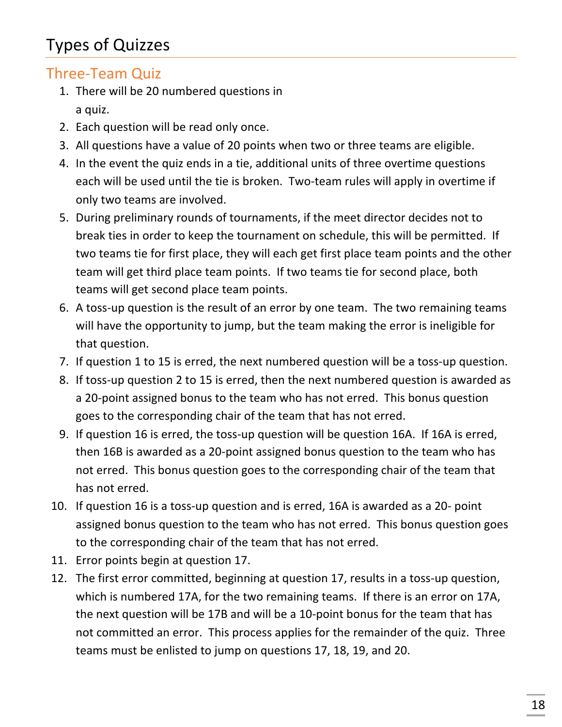# Types of Quizzes

## Three-Team Quiz

1. There will be 20 numbered questions in a quiz.
2. Each question will be read only once.
3. All questions have a value of 20 points when two or three teams are eligible.
4. In the event the quiz ends in a tie, additional units of three overtime questions each will be used until the tie is broken. Two-team rules will apply in overtime if only two teams are involved.
5. During preliminary rounds of tournaments, if the meet director decides not to break ties in order to keep the tournament on schedule, this will be permitted. If two teams tie for first place, they will each get first place team points and the other team will get third place team points. If two teams tie for second place, both teams will get second place team points.
6. A toss-up question is the result of an error by one team. The two remaining teams will have the opportunity to jump, but the team making the error is ineligible for that question.
7. If question 1 to 15 is erred, the next numbered question will be a toss-up question.
8. If toss-up question 2 to 15 is erred, then the next numbered question is awarded as a 20-point assigned bonus to the team who has not erred. This bonus question goes to the corresponding chair of the team that has not erred.
9. If question 16 is erred, the toss-up question will be question 16A. If 16A is erred, then 16B is awarded as a 20-point assigned bonus question to the team who has not erred. This bonus question goes to the corresponding chair of the team that has not erred.
10. If question 16 is a toss-up question and is erred, 16A is awarded as a 20- point assigned bonus question to the team who has not erred. This bonus question goes to the corresponding chair of the team that has not erred.
11. Error points begin at question 17.
12. The first error committed, beginning at question 17, results in a toss-up question, which is numbered 17A, for the two remaining teams. If there is an error on 17A, the next question will be 17B and will be a 10-point bonus for the team that has not committed an error. This process applies for the remainder of the quiz. Three teams must be enlisted to jump on questions 17, 18, 19, and 20.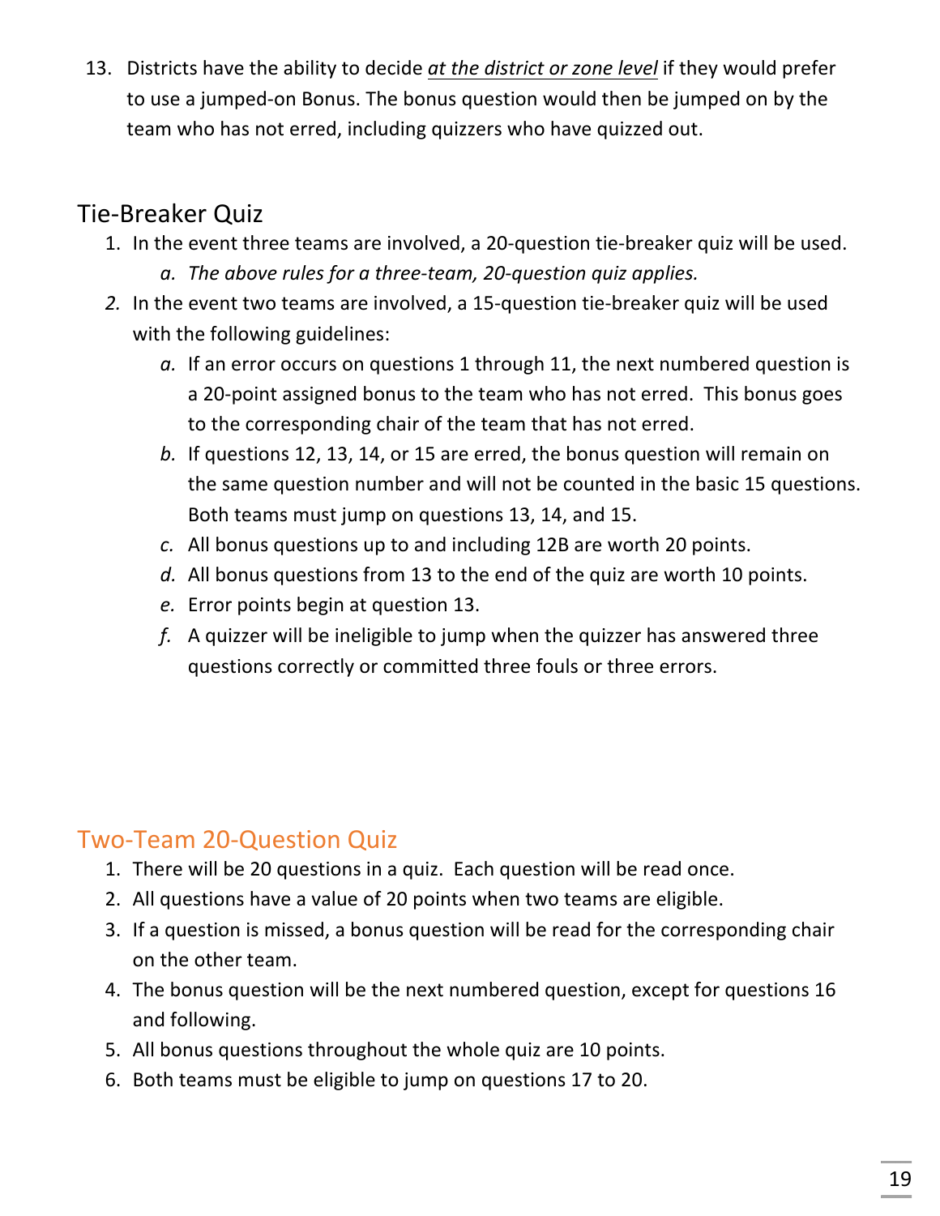13. Districts have the ability to decide *at the district or zone level* if they would prefer to use a jumped-on Bonus. The bonus question would then be jumped on by the team who has not erred, including quizzers who have quizzed out.

## Tie-Breaker Quiz

1. In the event three teams are involved, a 20-question tie-breaker quiz will be used.
   a. *The above rules for a three-team, 20-question quiz applies.*
2. In the event two teams are involved, a 15-question tie-breaker quiz will be used with the following guidelines:
   a. If an error occurs on questions 1 through 11, the next numbered question is a 20-point assigned bonus to the team who has not erred. This bonus goes to the corresponding chair of the team that has not erred.
   b. If questions 12, 13, 14, or 15 are erred, the bonus question will remain on the same question number and will not be counted in the basic 15 questions. Both teams must jump on questions 13, 14, and 15.
   c. All bonus questions up to and including 12B are worth 20 points.
   d. All bonus questions from 13 to the end of the quiz are worth 10 points.
   e. Error points begin at question 13.
   f. A quizzer will be ineligible to jump when the quizzer has answered three questions correctly or committed three fouls or three errors.

## Two-Team 20-Question Quiz

1. There will be 20 questions in a quiz. Each question will be read once.
2. All questions have a value of 20 points when two teams are eligible.
3. If a question is missed, a bonus question will be read for the corresponding chair on the other team.
4. The bonus question will be the next numbered question, except for questions 16 and following.
5. All bonus questions throughout the whole quiz are 10 points.
6. Both teams must be eligible to jump on questions 17 to 20.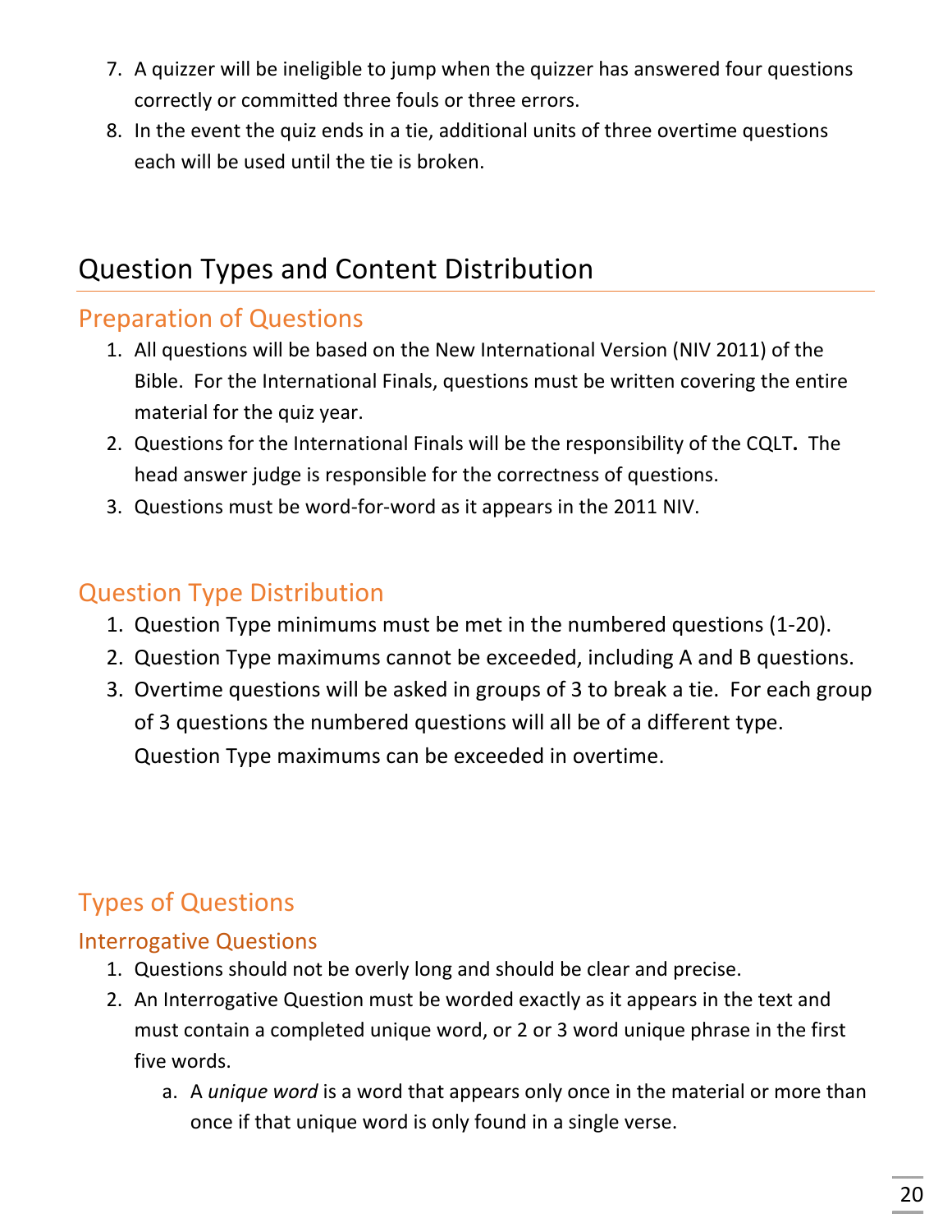7. A quizzer will be ineligible to jump when the quizzer has answered four questions correctly or committed three fouls or three errors.
8. In the event the quiz ends in a tie, additional units of three overtime questions each will be used until the tie is broken.

# Question Types and Content Distribution

## Preparation of Questions

1. All questions will be based on the New International Version (NIV 2011) of the Bible. For the International Finals, questions must be written covering the entire material for the quiz year.
2. Questions for the International Finals will be the responsibility of the CQLT**.** The head answer judge is responsible for the correctness of questions.
3. Questions must be word-for-word as it appears in the 2011 NIV.

## Question Type Distribution

1. Question Type minimums must be met in the numbered questions (1-20).
2. Question Type maximums cannot be exceeded, including A and B questions.
3. Overtime questions will be asked in groups of 3 to break a tie. For each group of 3 questions the numbered questions will all be of a different type. Question Type maximums can be exceeded in overtime.

## Types of Questions

### Interrogative Questions

1. Questions should not be overly long and should be clear and precise.
2. An Interrogative Question must be worded exactly as it appears in the text and must contain a completed unique word, or 2 or 3 word unique phrase in the first five words.
   a. A *unique word* is a word that appears only once in the material or more than once if that unique word is only found in a single verse.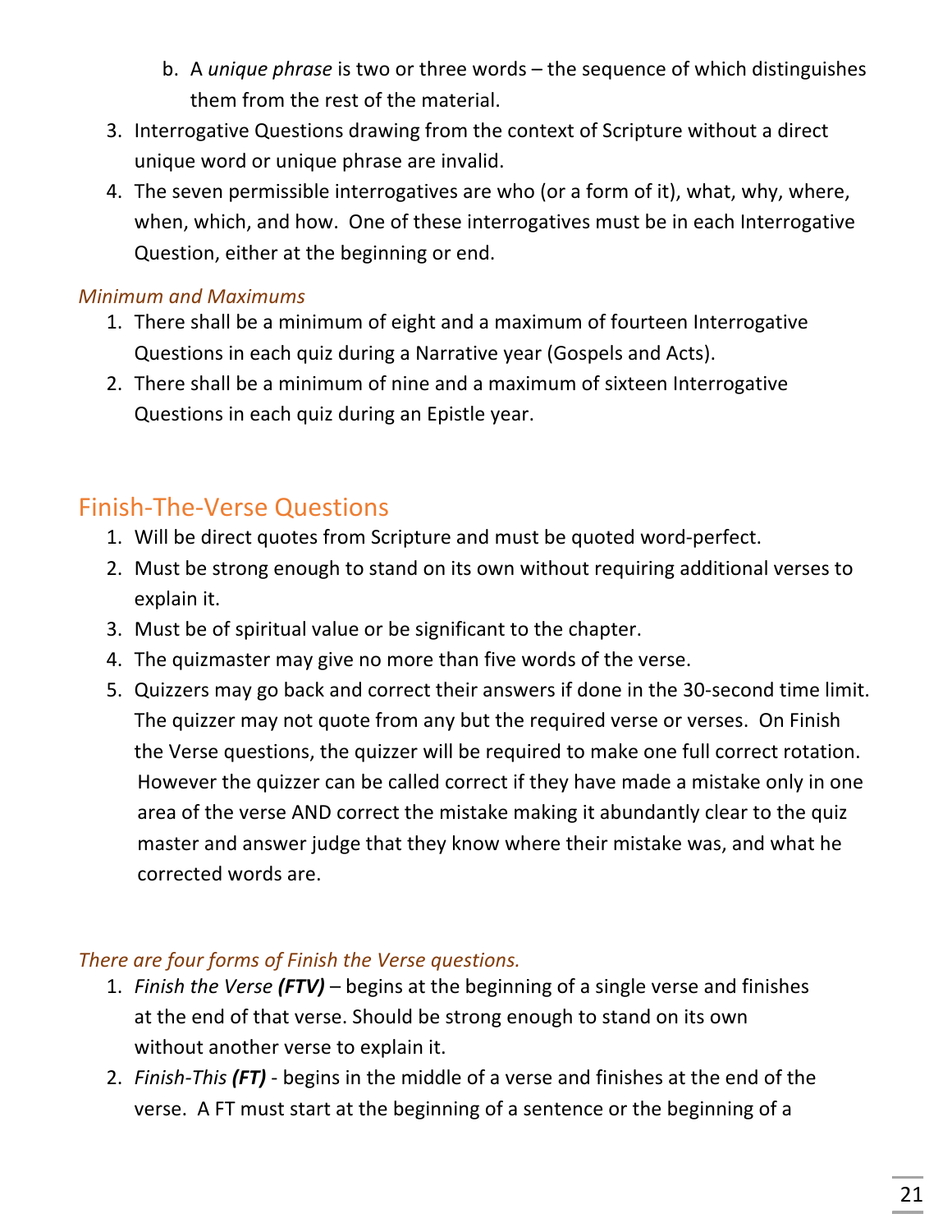b. A *unique phrase* is two or three words – the sequence of which distinguishes them from the rest of the material.
3. Interrogative Questions drawing from the context of Scripture without a direct unique word or unique phrase are invalid.
4. The seven permissible interrogatives are who (or a form of it), what, why, where, when, which, and how. One of these interrogatives must be in each Interrogative Question, either at the beginning or end.

*Minimum and Maximums*

1. There shall be a minimum of eight and a maximum of fourteen Interrogative Questions in each quiz during a Narrative year (Gospels and Acts).
2. There shall be a minimum of nine and a maximum of sixteen Interrogative Questions in each quiz during an Epistle year.

## Finish-The-Verse Questions

1. Will be direct quotes from Scripture and must be quoted word-perfect.
2. Must be strong enough to stand on its own without requiring additional verses to explain it.
3. Must be of spiritual value or be significant to the chapter.
4. The quizmaster may give no more than five words of the verse.
5. Quizzers may go back and correct their answers if done in the 30-second time limit. The quizzer may not quote from any but the required verse or verses. On Finish the Verse questions, the quizzer will be required to make one full correct rotation. However the quizzer can be called correct if they have made a mistake only in one area of the verse AND correct the mistake making it abundantly clear to the quiz master and answer judge that they know where their mistake was, and what he corrected words are.

*There are four forms of Finish the Verse questions.*

1. *Finish the Verse* ***(FTV)*** – begins at the beginning of a single verse and finishes at the end of that verse. Should be strong enough to stand on its own without another verse to explain it.
2. *Finish-This* ***(FT)*** - begins in the middle of a verse and finishes at the end of the verse. A FT must start at the beginning of a sentence or the beginning of a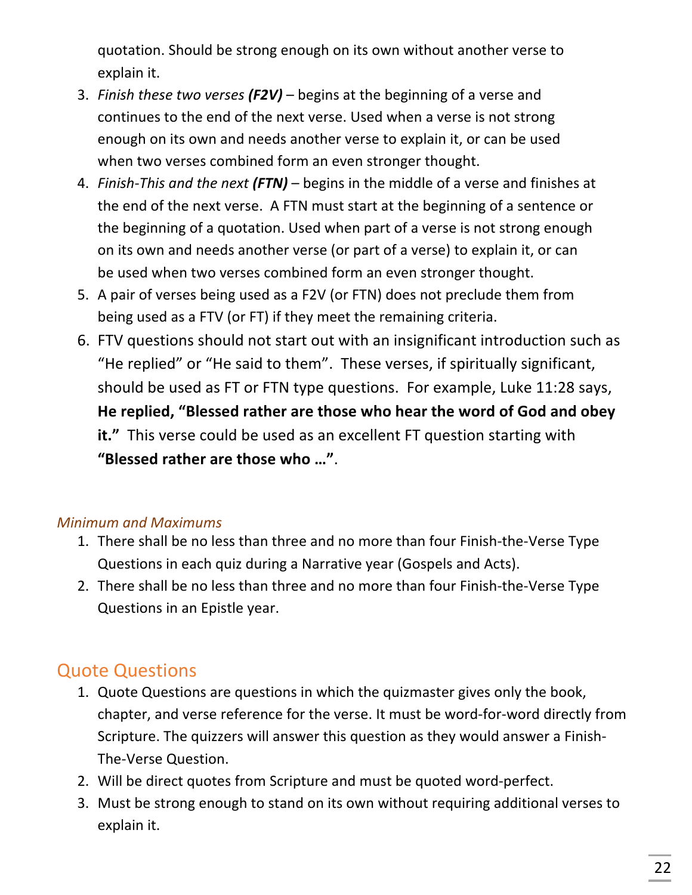quotation. Should be strong enough on its own without another verse to explain it.

3. *Finish these two verses* ***(F2V)*** – begins at the beginning of a verse and continues to the end of the next verse. Used when a verse is not strong enough on its own and needs another verse to explain it, or can be used when two verses combined form an even stronger thought.
4. *Finish-This and the next* ***(FTN)*** – begins in the middle of a verse and finishes at the end of the next verse. A FTN must start at the beginning of a sentence or the beginning of a quotation. Used when part of a verse is not strong enough on its own and needs another verse (or part of a verse) to explain it, or can be used when two verses combined form an even stronger thought.
5. A pair of verses being used as a F2V (or FTN) does not preclude them from being used as a FTV (or FT) if they meet the remaining criteria.
6. FTV questions should not start out with an insignificant introduction such as "He replied" or "He said to them". These verses, if spiritually significant, should be used as FT or FTN type questions. For example, Luke 11:28 says, **He replied, "Blessed rather are those who hear the word of God and obey it."** This verse could be used as an excellent FT question starting with **"Blessed rather are those who …"**.

### *Minimum and Maximums*

1. There shall be no less than three and no more than four Finish-the-Verse Type Questions in each quiz during a Narrative year (Gospels and Acts).
2. There shall be no less than three and no more than four Finish-the-Verse Type Questions in an Epistle year.

## Quote Questions

1. Quote Questions are questions in which the quizmaster gives only the book, chapter, and verse reference for the verse. It must be word-for-word directly from Scripture. The quizzers will answer this question as they would answer a Finish-The-Verse Question.
2. Will be direct quotes from Scripture and must be quoted word-perfect.
3. Must be strong enough to stand on its own without requiring additional verses to explain it.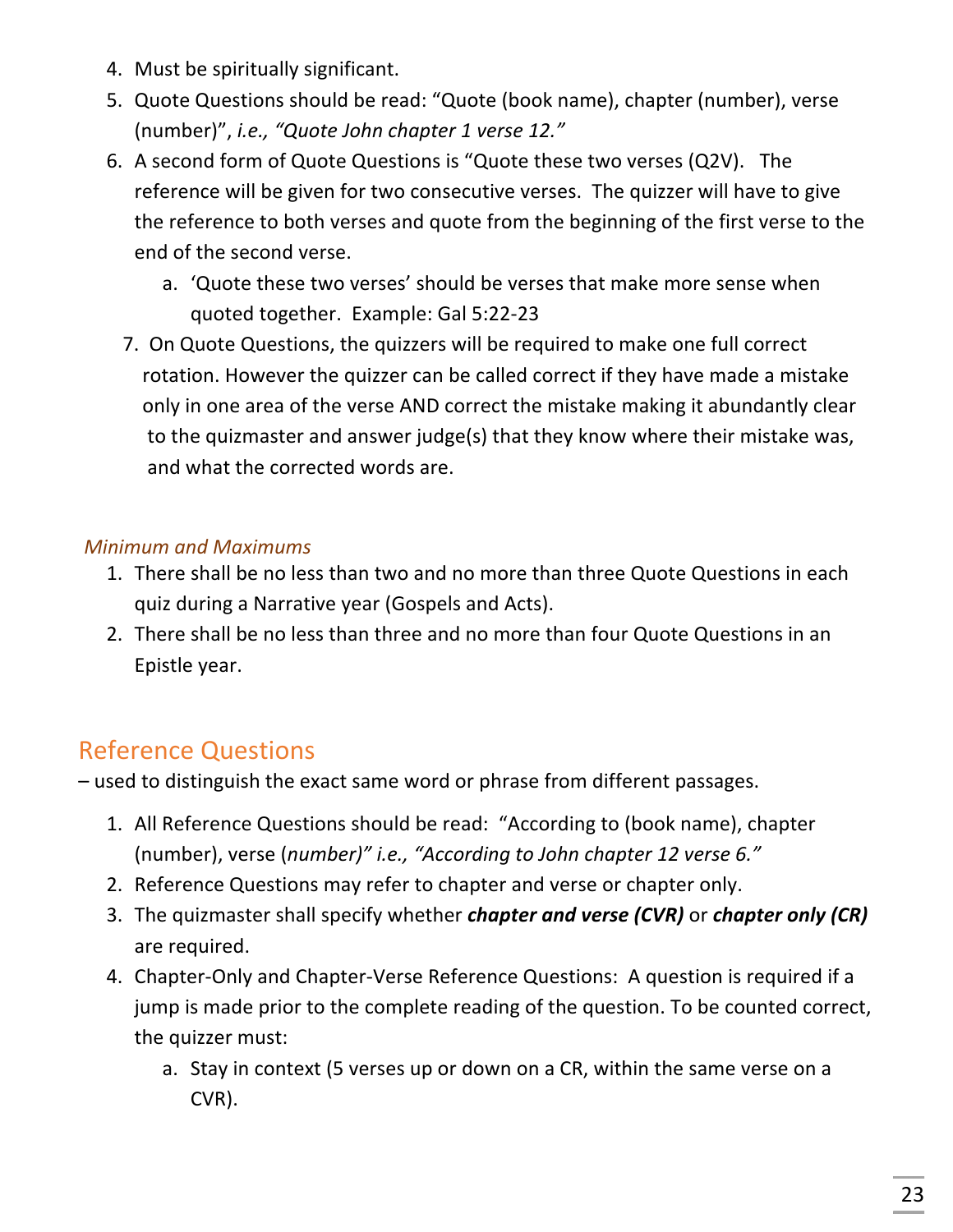4. Must be spiritually significant.
5. Quote Questions should be read: "Quote (book name), chapter (number), verse (number)", *i.e., "Quote John chapter 1 verse 12."*
6. A second form of Quote Questions is "Quote these two verses (Q2V). The reference will be given for two consecutive verses. The quizzer will have to give the reference to both verses and quote from the beginning of the first verse to the end of the second verse.
   a. 'Quote these two verses' should be verses that make more sense when quoted together. Example: Gal 5:22-23
7. On Quote Questions, the quizzers will be required to make one full correct rotation. However the quizzer can be called correct if they have made a mistake only in one area of the verse AND correct the mistake making it abundantly clear to the quizmaster and answer judge(s) that they know where their mistake was, and what the corrected words are.

### *Minimum and Maximums*

1. There shall be no less than two and no more than three Quote Questions in each quiz during a Narrative year (Gospels and Acts).
2. There shall be no less than three and no more than four Quote Questions in an Epistle year.

## Reference Questions

– used to distinguish the exact same word or phrase from different passages.

1. All Reference Questions should be read: "According to (book name), chapter (number), verse (*number)" i.e., "According to John chapter 12 verse 6."*
2. Reference Questions may refer to chapter and verse or chapter only.
3. The quizmaster shall specify whether ***chapter and verse (CVR)*** or ***chapter only (CR)*** are required.
4. Chapter-Only and Chapter-Verse Reference Questions: A question is required if a jump is made prior to the complete reading of the question. To be counted correct, the quizzer must:
   a. Stay in context (5 verses up or down on a CR, within the same verse on a CVR).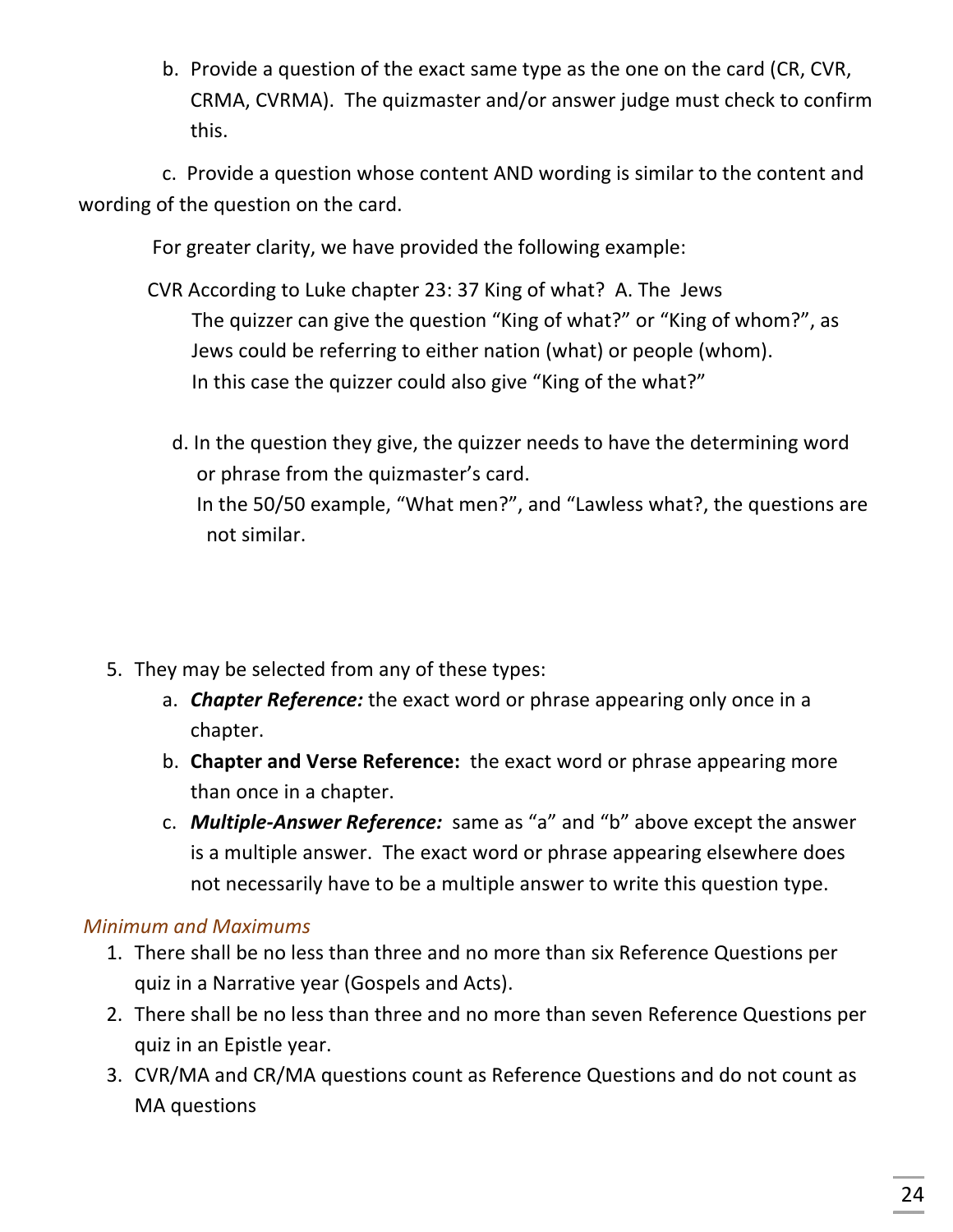b. Provide a question of the exact same type as the one on the card (CR, CVR, CRMA, CVRMA). The quizmaster and/or answer judge must check to confirm this.

c. Provide a question whose content AND wording is similar to the content and wording of the question on the card.

For greater clarity, we have provided the following example:

CVR According to Luke chapter 23: 37 King of what? A. The Jews
The quizzer can give the question "King of what?" or "King of whom?", as Jews could be referring to either nation (what) or people (whom).
In this case the quizzer could also give "King of the what?"

d. In the question they give, the quizzer needs to have the determining word or phrase from the quizmaster's card.
In the 50/50 example, "What men?", and "Lawless what?, the questions are not similar.

5. They may be selected from any of these types:
   a. ***Chapter Reference:*** the exact word or phrase appearing only once in a chapter.
   b. **Chapter and Verse Reference:** the exact word or phrase appearing more than once in a chapter.
   c. ***Multiple-Answer Reference:*** same as "a" and "b" above except the answer is a multiple answer. The exact word or phrase appearing elsewhere does not necessarily have to be a multiple answer to write this question type.

*Minimum and Maximums*

1. There shall be no less than three and no more than six Reference Questions per quiz in a Narrative year (Gospels and Acts).
2. There shall be no less than three and no more than seven Reference Questions per quiz in an Epistle year.
3. CVR/MA and CR/MA questions count as Reference Questions and do not count as MA questions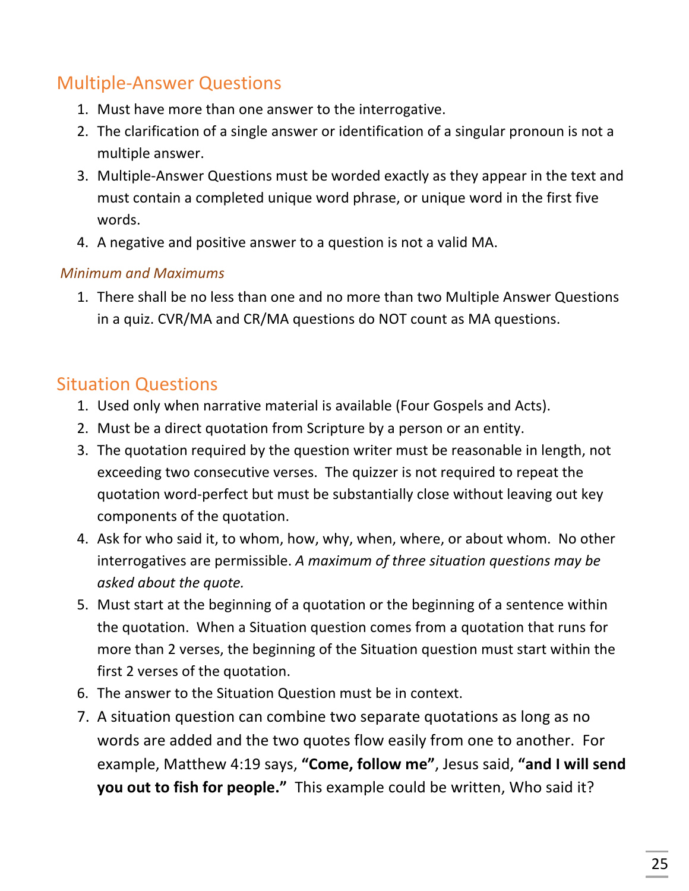## Multiple-Answer Questions

1. Must have more than one answer to the interrogative.
2. The clarification of a single answer or identification of a singular pronoun is not a multiple answer.
3. Multiple-Answer Questions must be worded exactly as they appear in the text and must contain a completed unique word phrase, or unique word in the first five words.
4. A negative and positive answer to a question is not a valid MA.

### *Minimum and Maximums*

1. There shall be no less than one and no more than two Multiple Answer Questions in a quiz. CVR/MA and CR/MA questions do NOT count as MA questions.

## Situation Questions

1. Used only when narrative material is available (Four Gospels and Acts).
2. Must be a direct quotation from Scripture by a person or an entity.
3. The quotation required by the question writer must be reasonable in length, not exceeding two consecutive verses. The quizzer is not required to repeat the quotation word-perfect but must be substantially close without leaving out key components of the quotation.
4. Ask for who said it, to whom, how, why, when, where, or about whom. No other interrogatives are permissible. *A maximum of three situation questions may be asked about the quote.*
5. Must start at the beginning of a quotation or the beginning of a sentence within the quotation. When a Situation question comes from a quotation that runs for more than 2 verses, the beginning of the Situation question must start within the first 2 verses of the quotation.
6. The answer to the Situation Question must be in context.
7. A situation question can combine two separate quotations as long as no words are added and the two quotes flow easily from one to another. For example, Matthew 4:19 says, **"Come, follow me"**, Jesus said, **"and I will send you out to fish for people."** This example could be written, Who said it?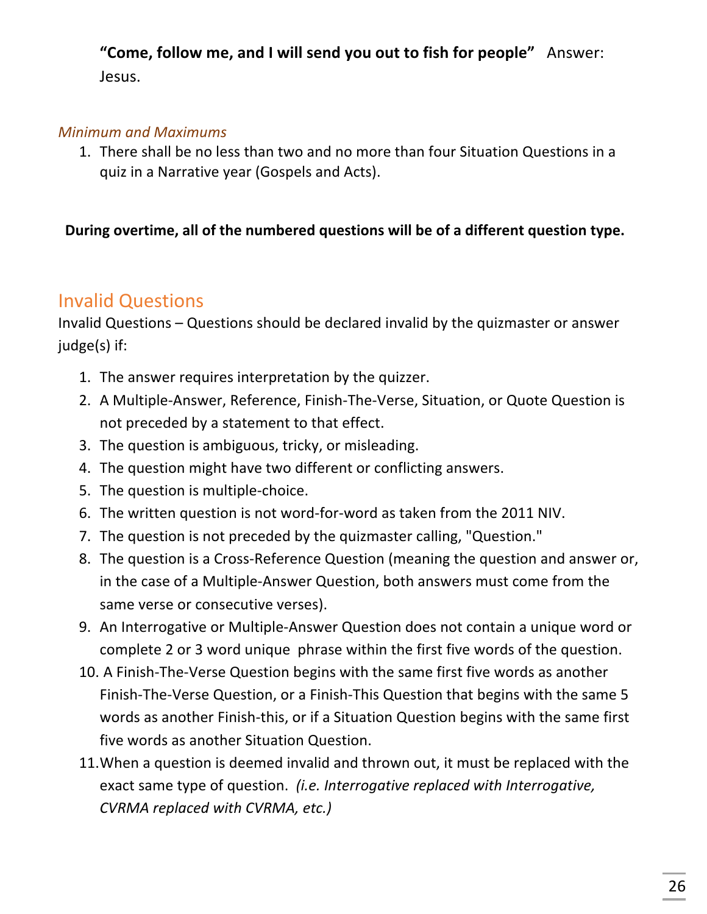**"Come, follow me, and I will send you out to fish for people"** Answer: Jesus.

*Minimum and Maximums*

1. There shall be no less than two and no more than four Situation Questions in a quiz in a Narrative year (Gospels and Acts).

**During overtime, all of the numbered questions will be of a different question type.**

## Invalid Questions

Invalid Questions – Questions should be declared invalid by the quizmaster or answer judge(s) if:

1. The answer requires interpretation by the quizzer.
2. A Multiple-Answer, Reference, Finish-The-Verse, Situation, or Quote Question is not preceded by a statement to that effect.
3. The question is ambiguous, tricky, or misleading.
4. The question might have two different or conflicting answers.
5. The question is multiple-choice.
6. The written question is not word-for-word as taken from the 2011 NIV.
7. The question is not preceded by the quizmaster calling, "Question."
8. The question is a Cross-Reference Question (meaning the question and answer or, in the case of a Multiple-Answer Question, both answers must come from the same verse or consecutive verses).
9. An Interrogative or Multiple-Answer Question does not contain a unique word or complete 2 or 3 word unique phrase within the first five words of the question.
10. A Finish-The-Verse Question begins with the same first five words as another Finish-The-Verse Question, or a Finish-This Question that begins with the same 5 words as another Finish-this, or if a Situation Question begins with the same first five words as another Situation Question.
11. When a question is deemed invalid and thrown out, it must be replaced with the exact same type of question. *(i.e. Interrogative replaced with Interrogative, CVRMA replaced with CVRMA, etc.)*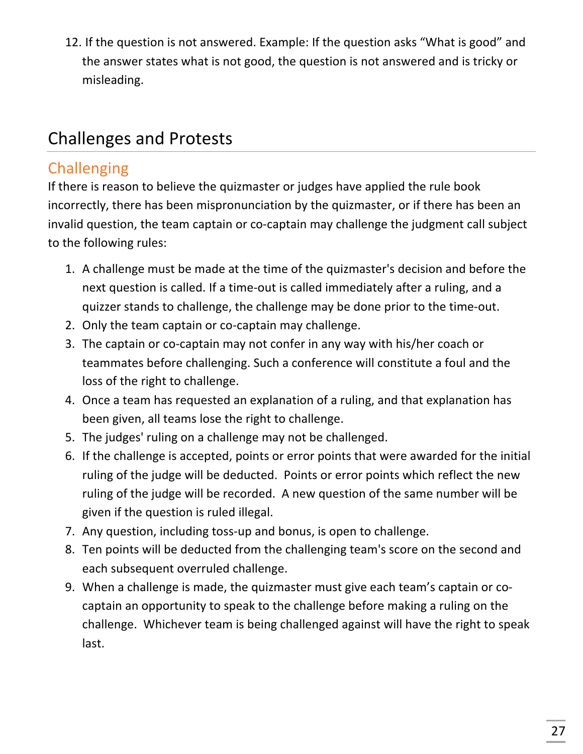12. If the question is not answered. Example: If the question asks “What is good” and the answer states what is not good, the question is not answered and is tricky or misleading.

# Challenges and Protests

## Challenging

If there is reason to believe the quizmaster or judges have applied the rule book incorrectly, there has been mispronunciation by the quizmaster, or if there has been an invalid question, the team captain or co-captain may challenge the judgment call subject to the following rules:

1. A challenge must be made at the time of the quizmaster's decision and before the next question is called. If a time-out is called immediately after a ruling, and a quizzer stands to challenge, the challenge may be done prior to the time-out.
2. Only the team captain or co-captain may challenge.
3. The captain or co-captain may not confer in any way with his/her coach or teammates before challenging. Such a conference will constitute a foul and the loss of the right to challenge.
4. Once a team has requested an explanation of a ruling, and that explanation has been given, all teams lose the right to challenge.
5. The judges' ruling on a challenge may not be challenged.
6. If the challenge is accepted, points or error points that were awarded for the initial ruling of the judge will be deducted. Points or error points which reflect the new ruling of the judge will be recorded. A new question of the same number will be given if the question is ruled illegal.
7. Any question, including toss-up and bonus, is open to challenge.
8. Ten points will be deducted from the challenging team's score on the second and each subsequent overruled challenge.
9. When a challenge is made, the quizmaster must give each team’s captain or co-captain an opportunity to speak to the challenge before making a ruling on the challenge. Whichever team is being challenged against will have the right to speak last.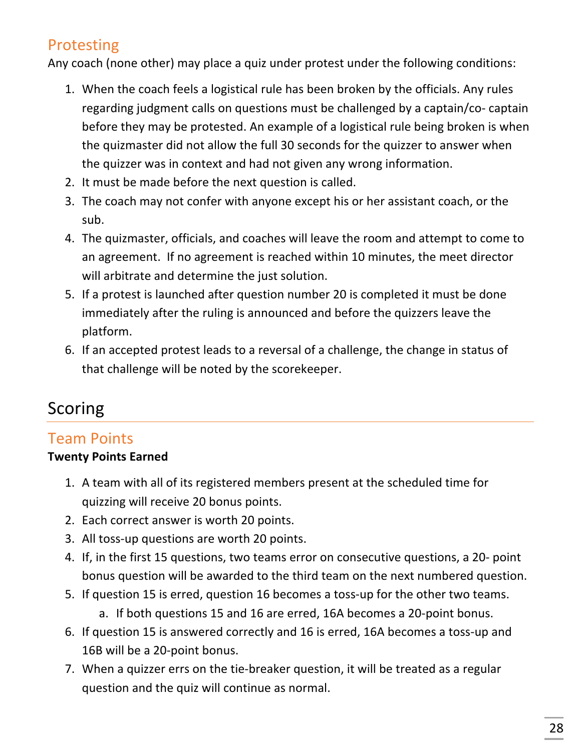## Protesting

Any coach (none other) may place a quiz under protest under the following conditions:

1. When the coach feels a logistical rule has been broken by the officials. Any rules regarding judgment calls on questions must be challenged by a captain/co- captain before they may be protested. An example of a logistical rule being broken is when the quizmaster did not allow the full 30 seconds for the quizzer to answer when the quizzer was in context and had not given any wrong information.
2. It must be made before the next question is called.
3. The coach may not confer with anyone except his or her assistant coach, or the sub.
4. The quizmaster, officials, and coaches will leave the room and attempt to come to an agreement. If no agreement is reached within 10 minutes, the meet director will arbitrate and determine the just solution.
5. If a protest is launched after question number 20 is completed it must be done immediately after the ruling is announced and before the quizzers leave the platform.
6. If an accepted protest leads to a reversal of a challenge, the change in status of that challenge will be noted by the scorekeeper.

# Scoring

## Team Points

**Twenty Points Earned**

1. A team with all of its registered members present at the scheduled time for quizzing will receive 20 bonus points.
2. Each correct answer is worth 20 points.
3. All toss-up questions are worth 20 points.
4. If, in the first 15 questions, two teams error on consecutive questions, a 20- point bonus question will be awarded to the third team on the next numbered question.
5. If question 15 is erred, question 16 becomes a toss-up for the other two teams.
   a. If both questions 15 and 16 are erred, 16A becomes a 20-point bonus.
6. If question 15 is answered correctly and 16 is erred, 16A becomes a toss-up and 16B will be a 20-point bonus.
7. When a quizzer errs on the tie-breaker question, it will be treated as a regular question and the quiz will continue as normal.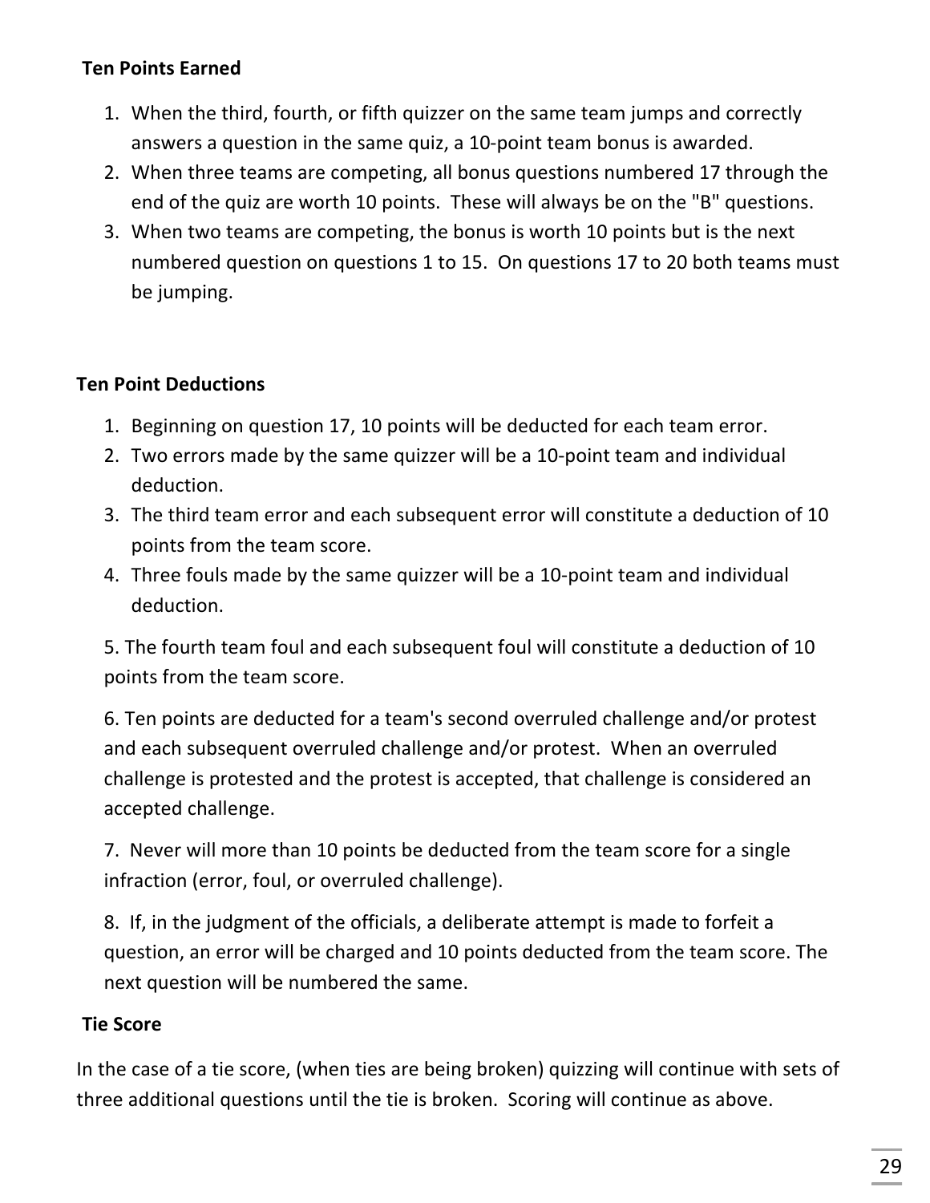**Ten Points Earned**

1. When the third, fourth, or fifth quizzer on the same team jumps and correctly answers a question in the same quiz, a 10-point team bonus is awarded.
2. When three teams are competing, all bonus questions numbered 17 through the end of the quiz are worth 10 points. These will always be on the "B" questions.
3. When two teams are competing, the bonus is worth 10 points but is the next numbered question on questions 1 to 15. On questions 17 to 20 both teams must be jumping.

**Ten Point Deductions**

1. Beginning on question 17, 10 points will be deducted for each team error.
2. Two errors made by the same quizzer will be a 10-point team and individual deduction.
3. The third team error and each subsequent error will constitute a deduction of 10 points from the team score.
4. Three fouls made by the same quizzer will be a 10-point team and individual deduction.
5. The fourth team foul and each subsequent foul will constitute a deduction of 10 points from the team score.
6. Ten points are deducted for a team's second overruled challenge and/or protest and each subsequent overruled challenge and/or protest. When an overruled challenge is protested and the protest is accepted, that challenge is considered an accepted challenge.
7. Never will more than 10 points be deducted from the team score for a single infraction (error, foul, or overruled challenge).
8. If, in the judgment of the officials, a deliberate attempt is made to forfeit a question, an error will be charged and 10 points deducted from the team score. The next question will be numbered the same.

**Tie Score**

In the case of a tie score, (when ties are being broken) quizzing will continue with sets of three additional questions until the tie is broken. Scoring will continue as above.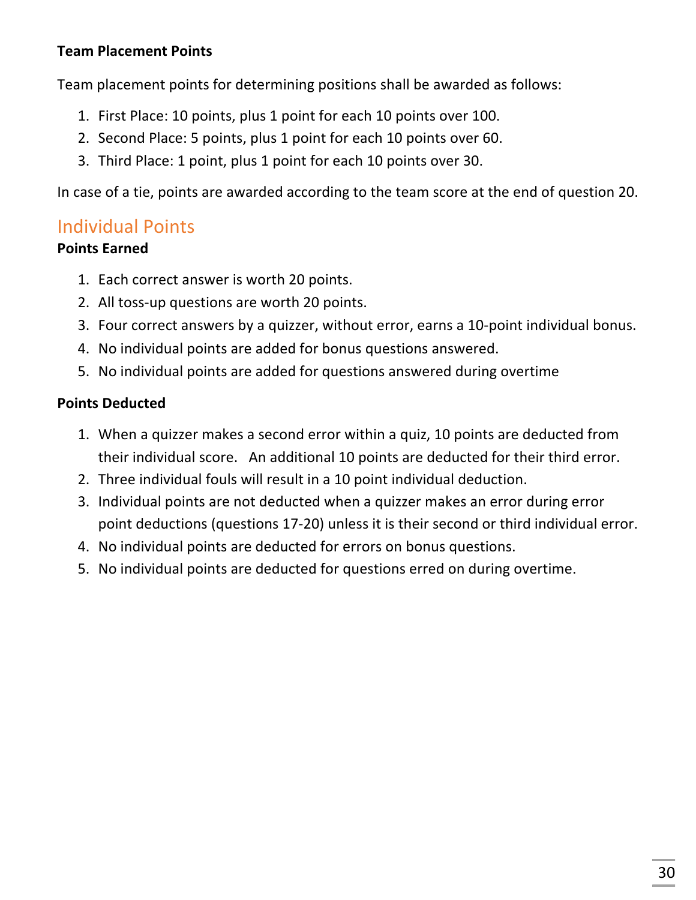**Team Placement Points**

Team placement points for determining positions shall be awarded as follows:

1. First Place: 10 points, plus 1 point for each 10 points over 100.
2. Second Place: 5 points, plus 1 point for each 10 points over 60.
3. Third Place: 1 point, plus 1 point for each 10 points over 30.

In case of a tie, points are awarded according to the team score at the end of question 20.

## Individual Points

**Points Earned**

1. Each correct answer is worth 20 points.
2. All toss-up questions are worth 20 points.
3. Four correct answers by a quizzer, without error, earns a 10-point individual bonus.
4. No individual points are added for bonus questions answered.
5. No individual points are added for questions answered during overtime

**Points Deducted**

1. When a quizzer makes a second error within a quiz, 10 points are deducted from their individual score.   An additional 10 points are deducted for their third error.
2. Three individual fouls will result in a 10 point individual deduction.
3. Individual points are not deducted when a quizzer makes an error during error point deductions (questions 17-20) unless it is their second or third individual error.
4. No individual points are deducted for errors on bonus questions.
5. No individual points are deducted for questions erred on during overtime.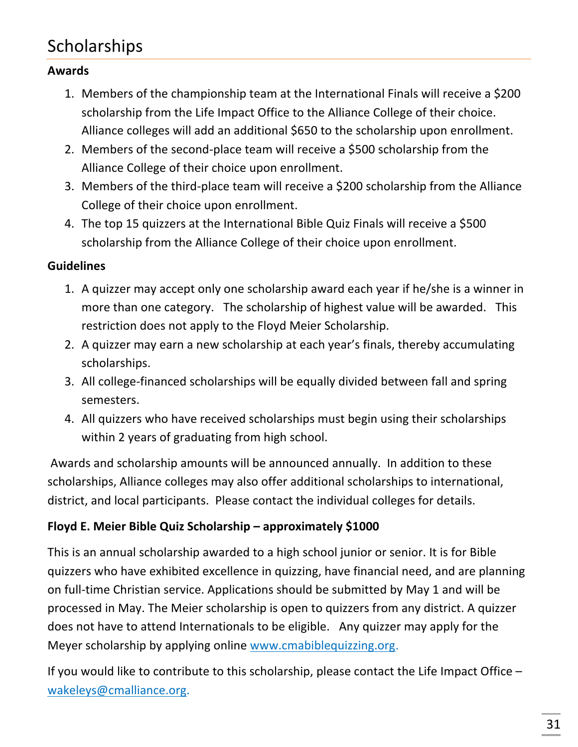# Scholarships

**Awards**

1. Members of the championship team at the International Finals will receive a $200 scholarship from the Life Impact Office to the Alliance College of their choice. Alliance colleges will add an additional $650 to the scholarship upon enrollment.
2. Members of the second-place team will receive a $500 scholarship from the Alliance College of their choice upon enrollment.
3. Members of the third-place team will receive a $200 scholarship from the Alliance College of their choice upon enrollment.
4. The top 15 quizzers at the International Bible Quiz Finals will receive a $500 scholarship from the Alliance College of their choice upon enrollment.

**Guidelines**

1. A quizzer may accept only one scholarship award each year if he/she is a winner in more than one category. The scholarship of highest value will be awarded. This restriction does not apply to the Floyd Meier Scholarship.
2. A quizzer may earn a new scholarship at each year's finals, thereby accumulating scholarships.
3. All college-financed scholarships will be equally divided between fall and spring semesters.
4. All quizzers who have received scholarships must begin using their scholarships within 2 years of graduating from high school.

Awards and scholarship amounts will be announced annually. In addition to these scholarships, Alliance colleges may also offer additional scholarships to international, district, and local participants. Please contact the individual colleges for details.

**Floyd E. Meier Bible Quiz Scholarship – approximately $1000**

This is an annual scholarship awarded to a high school junior or senior. It is for Bible quizzers who have exhibited excellence in quizzing, have financial need, and are planning on full-time Christian service. Applications should be submitted by May 1 and will be processed in May. The Meier scholarship is open to quizzers from any district. A quizzer does not have to attend Internationals to be eligible. Any quizzer may apply for the Meyer scholarship by applying online [www.cmabiblequizzing.org](http://www.cmabiblequizzing.org).

If you would like to contribute to this scholarship, please contact the Life Impact Office – [wakeleys@cmalliance.org](mailto:wakeleys@cmalliance.org).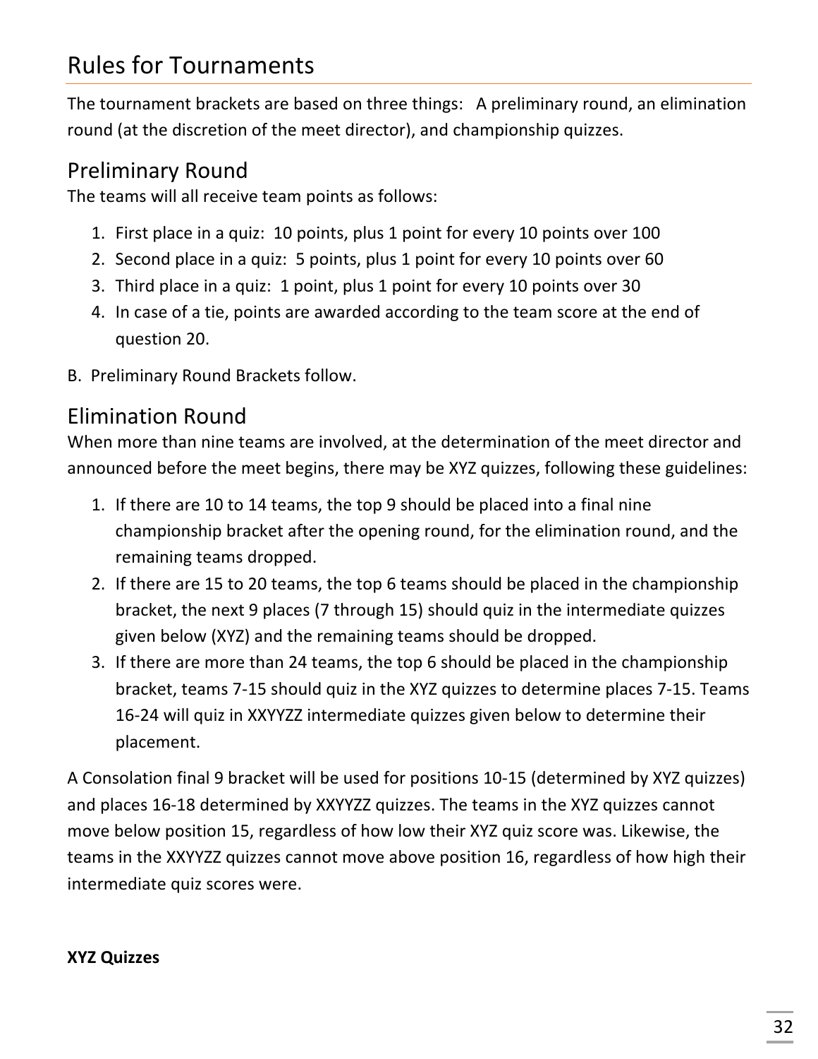# Rules for Tournaments

The tournament brackets are based on three things:   A preliminary round, an elimination round (at the discretion of the meet director), and championship quizzes.

## Preliminary Round

The teams will all receive team points as follows:

1. First place in a quiz:  10 points, plus 1 point for every 10 points over 100
2. Second place in a quiz:  5 points, plus 1 point for every 10 points over 60
3. Third place in a quiz:  1 point, plus 1 point for every 10 points over 30
4. In case of a tie, points are awarded according to the team score at the end of question 20.

B.  Preliminary Round Brackets follow.

## Elimination Round

When more than nine teams are involved, at the determination of the meet director and announced before the meet begins, there may be XYZ quizzes, following these guidelines:

1. If there are 10 to 14 teams, the top 9 should be placed into a final nine championship bracket after the opening round, for the elimination round, and the remaining teams dropped.
2. If there are 15 to 20 teams, the top 6 teams should be placed in the championship bracket, the next 9 places (7 through 15) should quiz in the intermediate quizzes given below (XYZ) and the remaining teams should be dropped.
3. If there are more than 24 teams, the top 6 should be placed in the championship bracket, teams 7-15 should quiz in the XYZ quizzes to determine places 7-15. Teams 16-24 will quiz in XXYYZZ intermediate quizzes given below to determine their placement.

A Consolation final 9 bracket will be used for positions 10-15 (determined by XYZ quizzes) and places 16-18 determined by XXYYZZ quizzes. The teams in the XYZ quizzes cannot move below position 15, regardless of how low their XYZ quiz score was. Likewise, the teams in the XXYYZZ quizzes cannot move above position 16, regardless of how high their intermediate quiz scores were.

**XYZ Quizzes**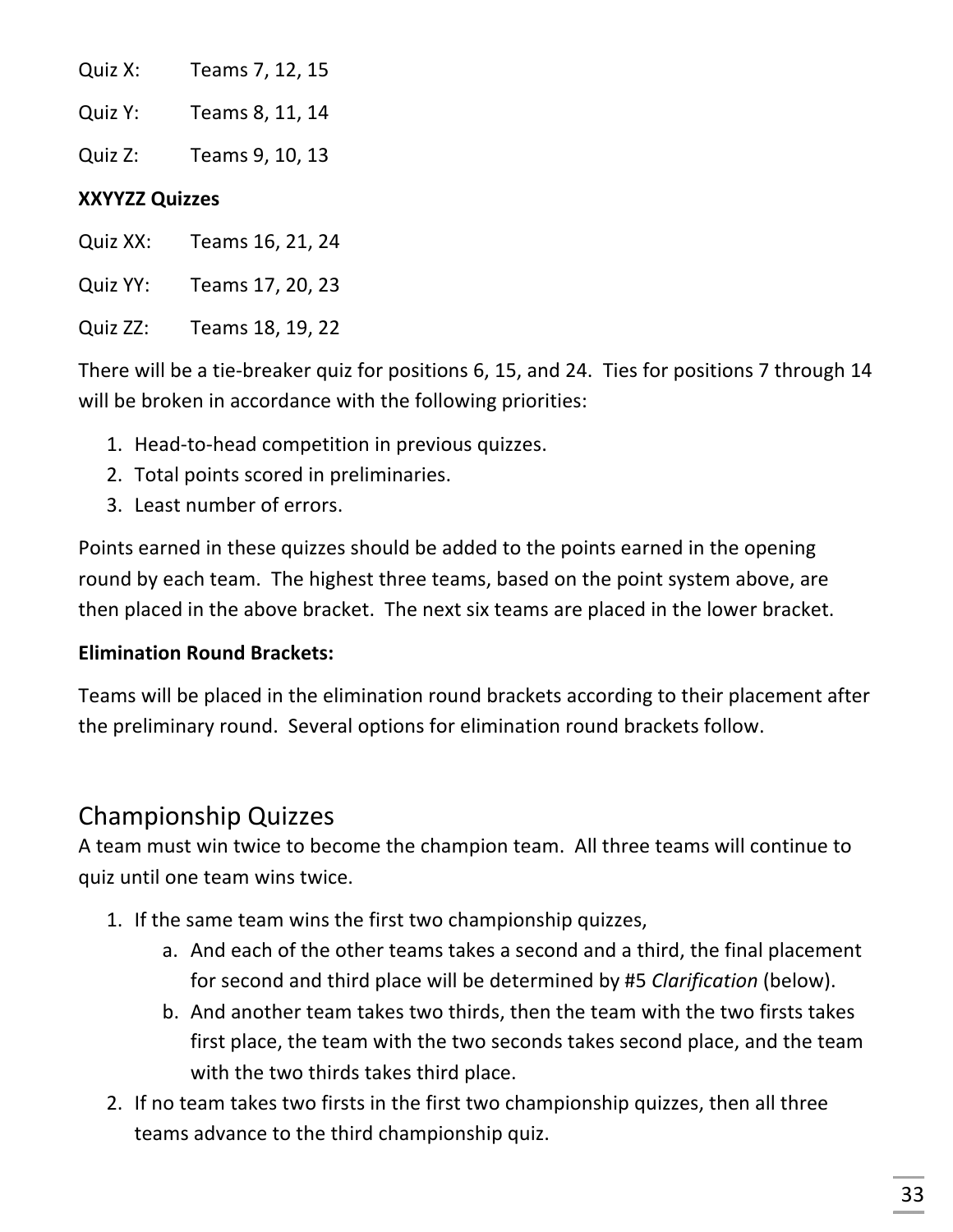Quiz X: Teams 7, 12, 15

Quiz Y: Teams 8, 11, 14

Quiz Z: Teams 9, 10, 13

**XXYYZZ Quizzes**

Quiz XX: Teams 16, 21, 24

Quiz YY: Teams 17, 20, 23

Quiz ZZ: Teams 18, 19, 22

There will be a tie-breaker quiz for positions 6, 15, and 24. Ties for positions 7 through 14 will be broken in accordance with the following priorities:

1. Head-to-head competition in previous quizzes.
2. Total points scored in preliminaries.
3. Least number of errors.

Points earned in these quizzes should be added to the points earned in the opening round by each team. The highest three teams, based on the point system above, are then placed in the above bracket. The next six teams are placed in the lower bracket.

**Elimination Round Brackets:**

Teams will be placed in the elimination round brackets according to their placement after the preliminary round. Several options for elimination round brackets follow.

## Championship Quizzes

A team must win twice to become the champion team. All three teams will continue to quiz until one team wins twice.

1. If the same team wins the first two championship quizzes,
   a. And each of the other teams takes a second and a third, the final placement for second and third place will be determined by #5 *Clarification* (below).
   b. And another team takes two thirds, then the team with the two firsts takes first place, the team with the two seconds takes second place, and the team with the two thirds takes third place.
2. If no team takes two firsts in the first two championship quizzes, then all three teams advance to the third championship quiz.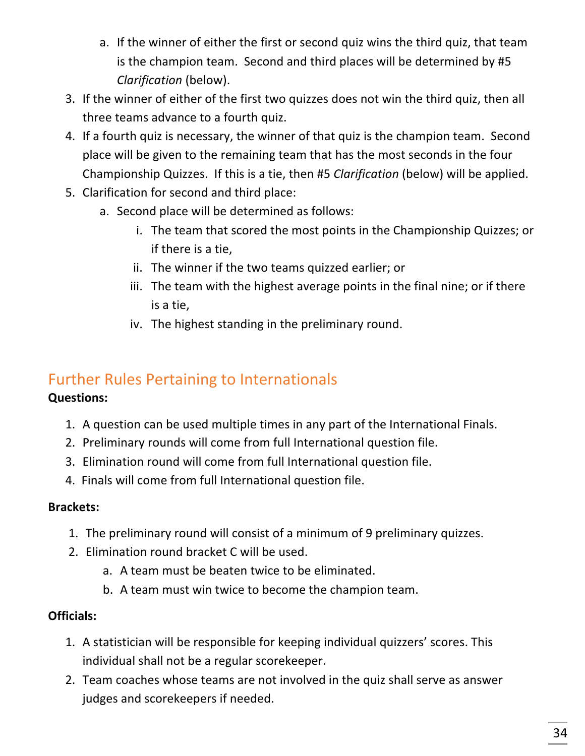a. If the winner of either the first or second quiz wins the third quiz, that team is the champion team. Second and third places will be determined by #5 *Clarification* (below).

3. If the winner of either of the first two quizzes does not win the third quiz, then all three teams advance to a fourth quiz.
4. If a fourth quiz is necessary, the winner of that quiz is the champion team. Second place will be given to the remaining team that has the most seconds in the four Championship Quizzes. If this is a tie, then #5 *Clarification* (below) will be applied.
5. Clarification for second and third place:
   a. Second place will be determined as follows:
      i. The team that scored the most points in the Championship Quizzes; or if there is a tie,
      ii. The winner if the two teams quizzed earlier; or
      iii. The team with the highest average points in the final nine; or if there is a tie,
      iv. The highest standing in the preliminary round.

## Further Rules Pertaining to Internationals

**Questions:**

1. A question can be used multiple times in any part of the International Finals.
2. Preliminary rounds will come from full International question file.
3. Elimination round will come from full International question file.
4. Finals will come from full International question file.

**Brackets:**

1. The preliminary round will consist of a minimum of 9 preliminary quizzes.
2. Elimination round bracket C will be used.
   a. A team must be beaten twice to be eliminated.
   b. A team must win twice to become the champion team.

**Officials:**

1. A statistician will be responsible for keeping individual quizzers' scores. This individual shall not be a regular scorekeeper.
2. Team coaches whose teams are not involved in the quiz shall serve as answer judges and scorekeepers if needed.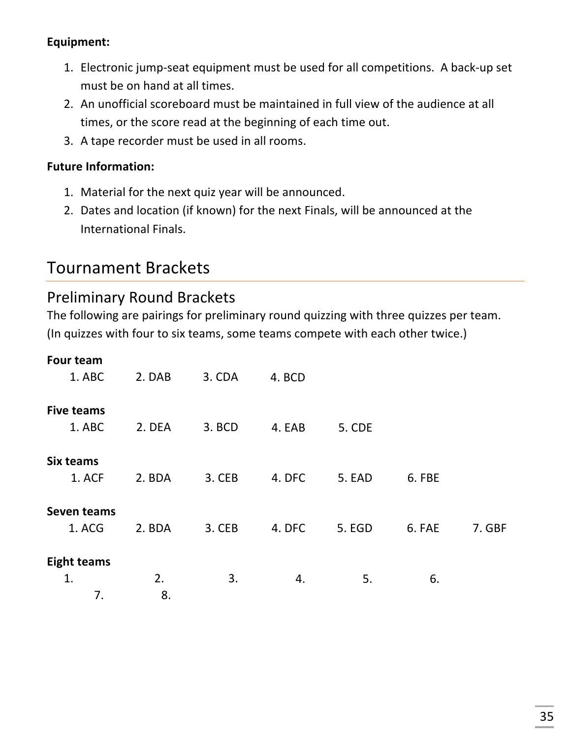**Equipment:**

1. Electronic jump-seat equipment must be used for all competitions. A back-up set must be on hand at all times.
2. An unofficial scoreboard must be maintained in full view of the audience at all times, or the score read at the beginning of each time out.
3. A tape recorder must be used in all rooms.

**Future Information:**

1. Material for the next quiz year will be announced.
2. Dates and location (if known) for the next Finals, will be announced at the International Finals.

# Tournament Brackets

## Preliminary Round Brackets

The following are pairings for preliminary round quizzing with three quizzes per team. (In quizzes with four to six teams, some teams compete with each other twice.)

**Four team**

1. ABC &nbsp;&nbsp; 2. DAB &nbsp;&nbsp; 3. CDA &nbsp;&nbsp; 4. BCD

**Five teams**

1. ABC &nbsp;&nbsp; 2. DEA &nbsp;&nbsp; 3. BCD &nbsp;&nbsp; 4. EAB &nbsp;&nbsp; 5. CDE

**Six teams**

1. ACF &nbsp;&nbsp; 2. BDA &nbsp;&nbsp; 3. CEB &nbsp;&nbsp; 4. DFC &nbsp;&nbsp; 5. EAD &nbsp;&nbsp; 6. FBE

**Seven teams**

1. ACG &nbsp;&nbsp; 2. BDA &nbsp;&nbsp; 3. CEB &nbsp;&nbsp; 4. DFC &nbsp;&nbsp; 5. EGD &nbsp;&nbsp; 6. FAE &nbsp;&nbsp; 7. GBF

**Eight teams**

1. &nbsp;&nbsp; 2. &nbsp;&nbsp; 3. &nbsp;&nbsp; 4. &nbsp;&nbsp; 5. &nbsp;&nbsp; 6.
7. &nbsp;&nbsp; 8.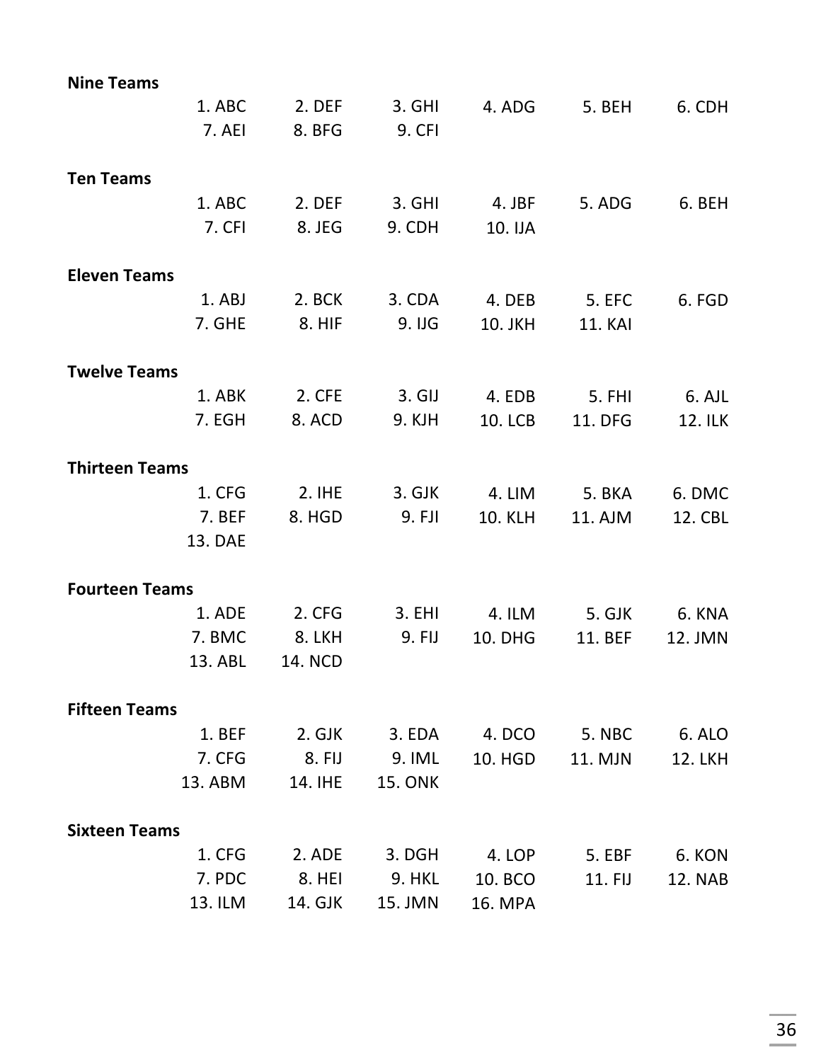**Nine Teams**

| | | | | | |
|---|---|---|---|---|---|
| 1. ABC | 2. DEF | 3. GHI | 4. ADG | 5. BEH | 6. CDH |
| 7. AEI | 8. BFG | 9. CFI | | | |

**Ten Teams**

| | | | | | |
|---|---|---|---|---|---|
| 1. ABC | 2. DEF | 3. GHI | 4. JBF | 5. ADG | 6. BEH |
| 7. CFI | 8. JEG | 9. CDH | 10. IJA | | |

**Eleven Teams**

| | | | | | |
|---|---|---|---|---|---|
| 1. ABJ | 2. BCK | 3. CDA | 4. DEB | 5. EFC | 6. FGD |
| 7. GHE | 8. HIF | 9. IJG | 10. JKH | 11. KAI | |

**Twelve Teams**

| | | | | | |
|---|---|---|---|---|---|
| 1. ABK | 2. CFE | 3. GIJ | 4. EDB | 5. FHI | 6. AJL |
| 7. EGH | 8. ACD | 9. KJH | 10. LCB | 11. DFG | 12. ILK |

**Thirteen Teams**

| | | | | | |
|---|---|---|---|---|---|
| 1. CFG | 2. IHE | 3. GJK | 4. LIM | 5. BKA | 6. DMC |
| 7. BEF | 8. HGD | 9. FJI | 10. KLH | 11. AJM | 12. CBL |
| 13. DAE | | | | | |

**Fourteen Teams**

| | | | | | |
|---|---|---|---|---|---|
| 1. ADE | 2. CFG | 3. EHI | 4. ILM | 5. GJK | 6. KNA |
| 7. BMC | 8. LKH | 9. FIJ | 10. DHG | 11. BEF | 12. JMN |
| 13. ABL | 14. NCD | | | | |

**Fifteen Teams**

| | | | | | |
|---|---|---|---|---|---|
| 1. BEF | 2. GJK | 3. EDA | 4. DCO | 5. NBC | 6. ALO |
| 7. CFG | 8. FIJ | 9. IML | 10. HGD | 11. MJN | 12. LKH |
| 13. ABM | 14. IHE | 15. ONK | | | |

**Sixteen Teams**

| | | | | | |
|---|---|---|---|---|---|
| 1. CFG | 2. ADE | 3. DGH | 4. LOP | 5. EBF | 6. KON |
| 7. PDC | 8. HEI | 9. HKL | 10. BCO | 11. FIJ | 12. NAB |
| 13. ILM | 14. GJK | 15. JMN | 16. MPA | | |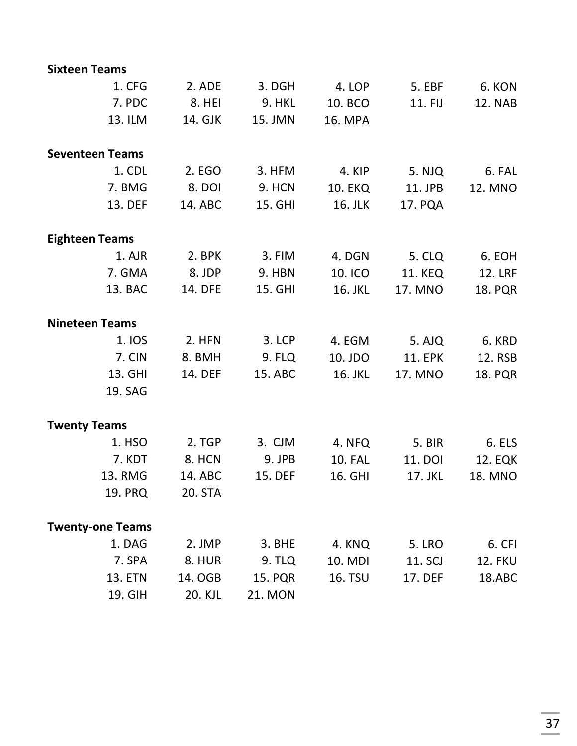**Sixteen Teams**

| | | | | | |
|---|---|---|---|---|---|
| 1. CFG | 2. ADE | 3. DGH | 4. LOP | 5. EBF | 6. KON |
| 7. PDC | 8. HEI | 9. HKL | 10. BCO | 11. FIJ | 12. NAB |
| 13. ILM | 14. GJK | 15. JMN | 16. MPA | | |

**Seventeen Teams**

| | | | | | |
|---|---|---|---|---|---|
| 1. CDL | 2. EGO | 3. HFM | 4. KIP | 5. NJQ | 6. FAL |
| 7. BMG | 8. DOI | 9. HCN | 10. EKQ | 11. JPB | 12. MNO |
| 13. DEF | 14. ABC | 15. GHI | 16. JLK | 17. PQA | |

**Eighteen Teams**

| | | | | | |
|---|---|---|---|---|---|
| 1. AJR | 2. BPK | 3. FIM | 4. DGN | 5. CLQ | 6. EOH |
| 7. GMA | 8. JDP | 9. HBN | 10. ICO | 11. KEQ | 12. LRF |
| 13. BAC | 14. DFE | 15. GHI | 16. JKL | 17. MNO | 18. PQR |

**Nineteen Teams**

| | | | | | |
|---|---|---|---|---|---|
| 1. IOS | 2. HFN | 3. LCP | 4. EGM | 5. AJQ | 6. KRD |
| 7. CIN | 8. BMH | 9. FLQ | 10. JDO | 11. EPK | 12. RSB |
| 13. GHI | 14. DEF | 15. ABC | 16. JKL | 17. MNO | 18. PQR |
| 19. SAG | | | | | |

**Twenty Teams**

| | | | | | |
|---|---|---|---|---|---|
| 1. HSO | 2. TGP | 3. CJM | 4. NFQ | 5. BIR | 6. ELS |
| 7. KDT | 8. HCN | 9. JPB | 10. FAL | 11. DOI | 12. EQK |
| 13. RMG | 14. ABC | 15. DEF | 16. GHI | 17. JKL | 18. MNO |
| 19. PRQ | 20. STA | | | | |

**Twenty-one Teams**

| | | | | | |
|---|---|---|---|---|---|
| 1. DAG | 2. JMP | 3. BHE | 4. KNQ | 5. LRO | 6. CFI |
| 7. SPA | 8. HUR | 9. TLQ | 10. MDI | 11. SCJ | 12. FKU |
| 13. ETN | 14. OGB | 15. PQR | 16. TSU | 17. DEF | 18.ABC |
| 19. GIH | 20. KJL | 21. MON | | | |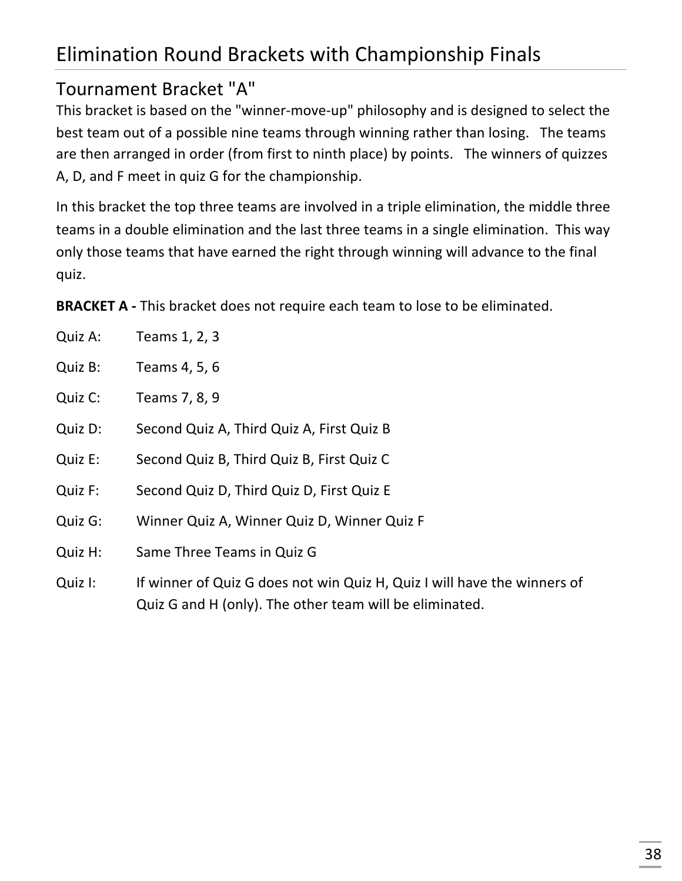# Elimination Round Brackets with Championship Finals

## Tournament Bracket "A"

This bracket is based on the "winner-move-up" philosophy and is designed to select the best team out of a possible nine teams through winning rather than losing. The teams are then arranged in order (from first to ninth place) by points. The winners of quizzes A, D, and F meet in quiz G for the championship.

In this bracket the top three teams are involved in a triple elimination, the middle three teams in a double elimination and the last three teams in a single elimination. This way only those teams that have earned the right through winning will advance to the final quiz.

**BRACKET A -** This bracket does not require each team to lose to be eliminated.

Quiz A: Teams 1, 2, 3

Quiz B: Teams 4, 5, 6

Quiz C: Teams 7, 8, 9

Quiz D: Second Quiz A, Third Quiz A, First Quiz B

Quiz E: Second Quiz B, Third Quiz B, First Quiz C

Quiz F: Second Quiz D, Third Quiz D, First Quiz E

Quiz G: Winner Quiz A, Winner Quiz D, Winner Quiz F

Quiz H: Same Three Teams in Quiz G

Quiz I: If winner of Quiz G does not win Quiz H, Quiz I will have the winners of Quiz G and H (only). The other team will be eliminated.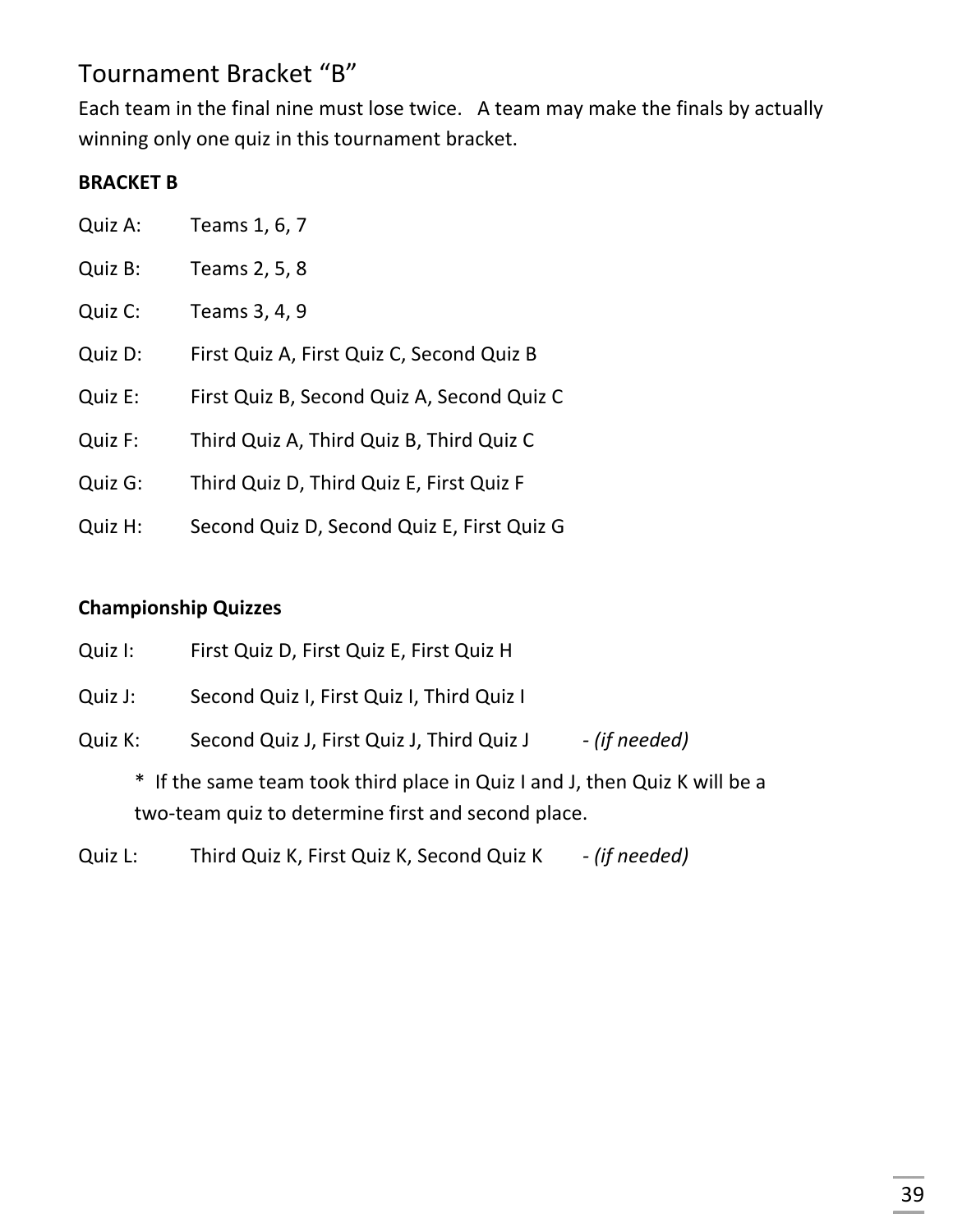## Tournament Bracket “B”

Each team in the final nine must lose twice.   A team may make the finals by actually winning only one quiz in this tournament bracket.

**BRACKET B**

Quiz A: Teams 1, 6, 7

Quiz B: Teams 2, 5, 8

Quiz C: Teams 3, 4, 9

Quiz D: First Quiz A, First Quiz C, Second Quiz B

Quiz E: First Quiz B, Second Quiz A, Second Quiz C

Quiz F: Third Quiz A, Third Quiz B, Third Quiz C

Quiz G: Third Quiz D, Third Quiz E, First Quiz F

Quiz H: Second Quiz D, Second Quiz E, First Quiz G

**Championship Quizzes**

Quiz I: First Quiz D, First Quiz E, First Quiz H

Quiz J: Second Quiz I, First Quiz I, Third Quiz I

Quiz K: Second Quiz J, First Quiz J, Third Quiz J - *(if needed)*

> * If the same team took third place in Quiz I and J, then Quiz K will be a two-team quiz to determine first and second place.

Quiz L: Third Quiz K, First Quiz K, Second Quiz K - *(if needed)*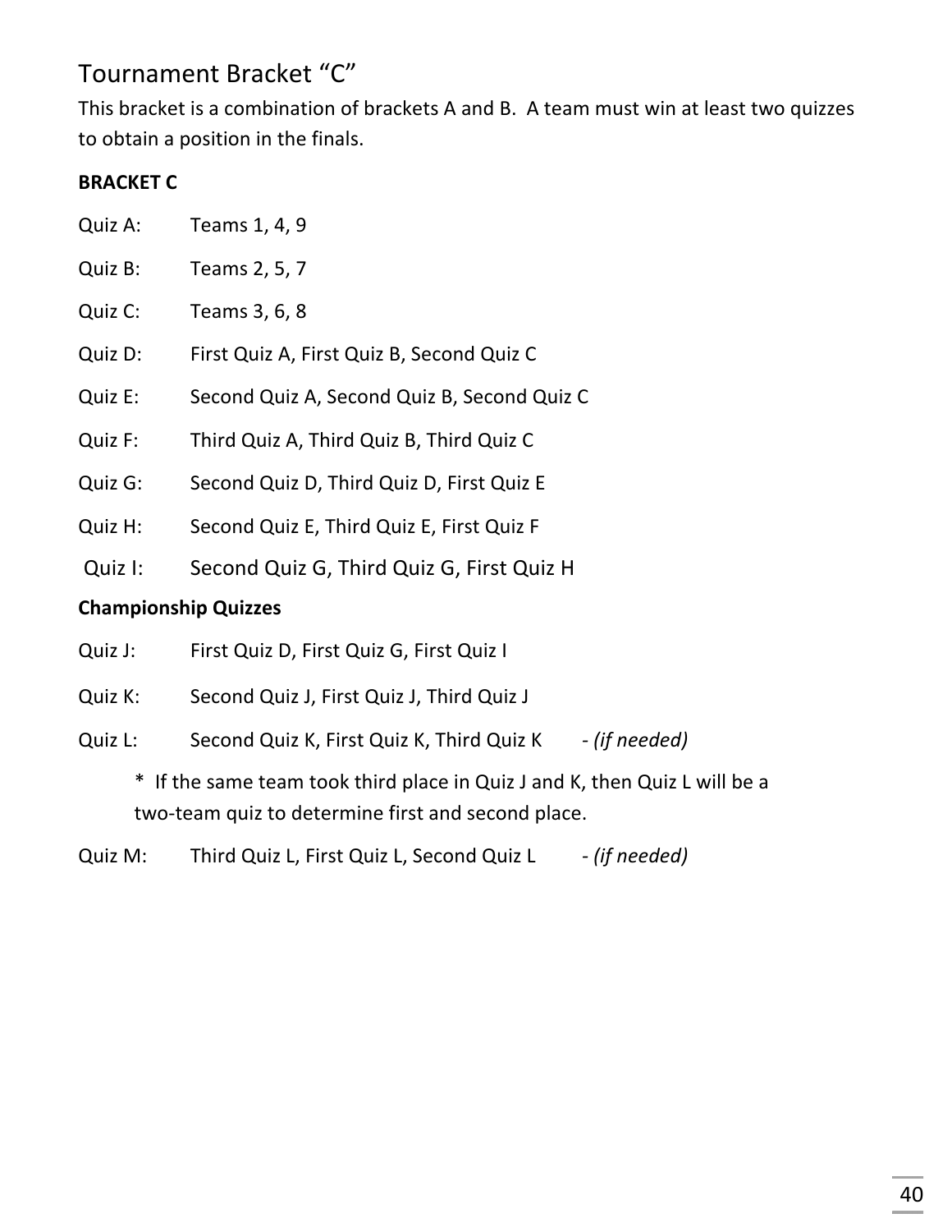## Tournament Bracket "C"

This bracket is a combination of brackets A and B. A team must win at least two quizzes to obtain a position in the finals.

**BRACKET C**

Quiz A: Teams 1, 4, 9

Quiz B: Teams 2, 5, 7

Quiz C: Teams 3, 6, 8

Quiz D: First Quiz A, First Quiz B, Second Quiz C

Quiz E: Second Quiz A, Second Quiz B, Second Quiz C

Quiz F: Third Quiz A, Third Quiz B, Third Quiz C

Quiz G: Second Quiz D, Third Quiz D, First Quiz E

Quiz H: Second Quiz E, Third Quiz E, First Quiz F

Quiz I: Second Quiz G, Third Quiz G, First Quiz H

**Championship Quizzes**

Quiz J: First Quiz D, First Quiz G, First Quiz I

Quiz K: Second Quiz J, First Quiz J, Third Quiz J

Quiz L: Second Quiz K, First Quiz K, Third Quiz K - *(if needed)*

> * If the same team took third place in Quiz J and K, then Quiz L will be a two-team quiz to determine first and second place.

Quiz M: Third Quiz L, First Quiz L, Second Quiz L - *(if needed)*